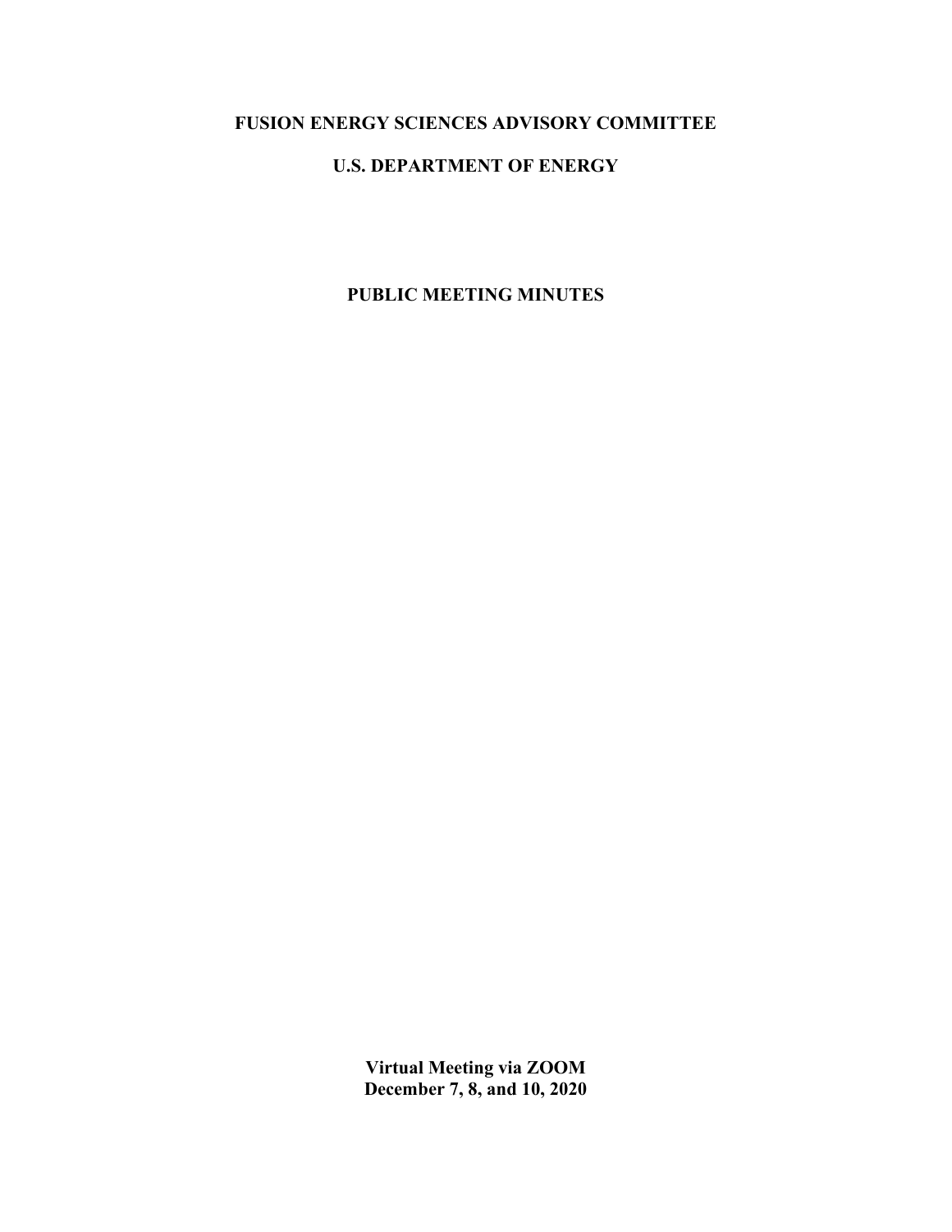**FUSION ENERGY SCIENCES ADVISORY COMMITTEE**

**U.S. DEPARTMENT OF ENERGY**

# PUBLIC MEETING MINUTES

**Virtual Meeting via ZOOM**
**December 7, 8, and 10, 2020**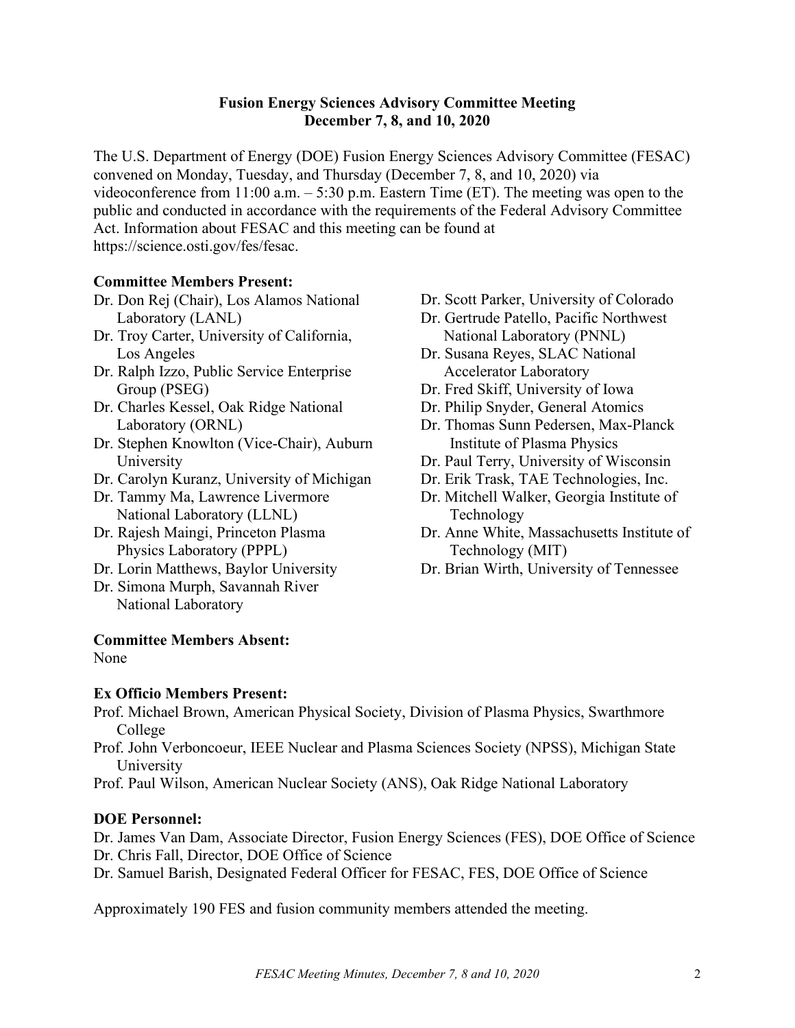**Fusion Energy Sciences Advisory Committee Meeting**
**December 7, 8, and 10, 2020**

The U.S. Department of Energy (DOE) Fusion Energy Sciences Advisory Committee (FESAC) convened on Monday, Tuesday, and Thursday (December 7, 8, and 10, 2020) via videoconference from 11:00 a.m. – 5:30 p.m. Eastern Time (ET). The meeting was open to the public and conducted in accordance with the requirements of the Federal Advisory Committee Act. Information about FESAC and this meeting can be found at https://science.osti.gov/fes/fesac.

**Committee Members Present:**

- Dr. Don Rej (Chair), Los Alamos National Laboratory (LANL)
- Dr. Troy Carter, University of California, Los Angeles
- Dr. Ralph Izzo, Public Service Enterprise Group (PSEG)
- Dr. Charles Kessel, Oak Ridge National Laboratory (ORNL)
- Dr. Stephen Knowlton (Vice-Chair), Auburn University
- Dr. Carolyn Kuranz, University of Michigan
- Dr. Tammy Ma, Lawrence Livermore National Laboratory (LLNL)
- Dr. Rajesh Maingi, Princeton Plasma Physics Laboratory (PPPL)
- Dr. Lorin Matthews, Baylor University
- Dr. Simona Murph, Savannah River National Laboratory
- Dr. Scott Parker, University of Colorado
- Dr. Gertrude Patello, Pacific Northwest National Laboratory (PNNL)
- Dr. Susana Reyes, SLAC National Accelerator Laboratory
- Dr. Fred Skiff, University of Iowa
- Dr. Philip Snyder, General Atomics
- Dr. Thomas Sunn Pedersen, Max-Planck Institute of Plasma Physics
- Dr. Paul Terry, University of Wisconsin
- Dr. Erik Trask, TAE Technologies, Inc.
- Dr. Mitchell Walker, Georgia Institute of Technology
- Dr. Anne White, Massachusetts Institute of Technology (MIT)
- Dr. Brian Wirth, University of Tennessee

**Committee Members Absent:**

None

**Ex Officio Members Present:**

- Prof. Michael Brown, American Physical Society, Division of Plasma Physics, Swarthmore College
- Prof. John Verboncoeur, IEEE Nuclear and Plasma Sciences Society (NPSS), Michigan State University
- Prof. Paul Wilson, American Nuclear Society (ANS), Oak Ridge National Laboratory

**DOE Personnel:**

- Dr. James Van Dam, Associate Director, Fusion Energy Sciences (FES), DOE Office of Science
- Dr. Chris Fall, Director, DOE Office of Science
- Dr. Samuel Barish, Designated Federal Officer for FESAC, FES, DOE Office of Science

Approximately 190 FES and fusion community members attended the meeting.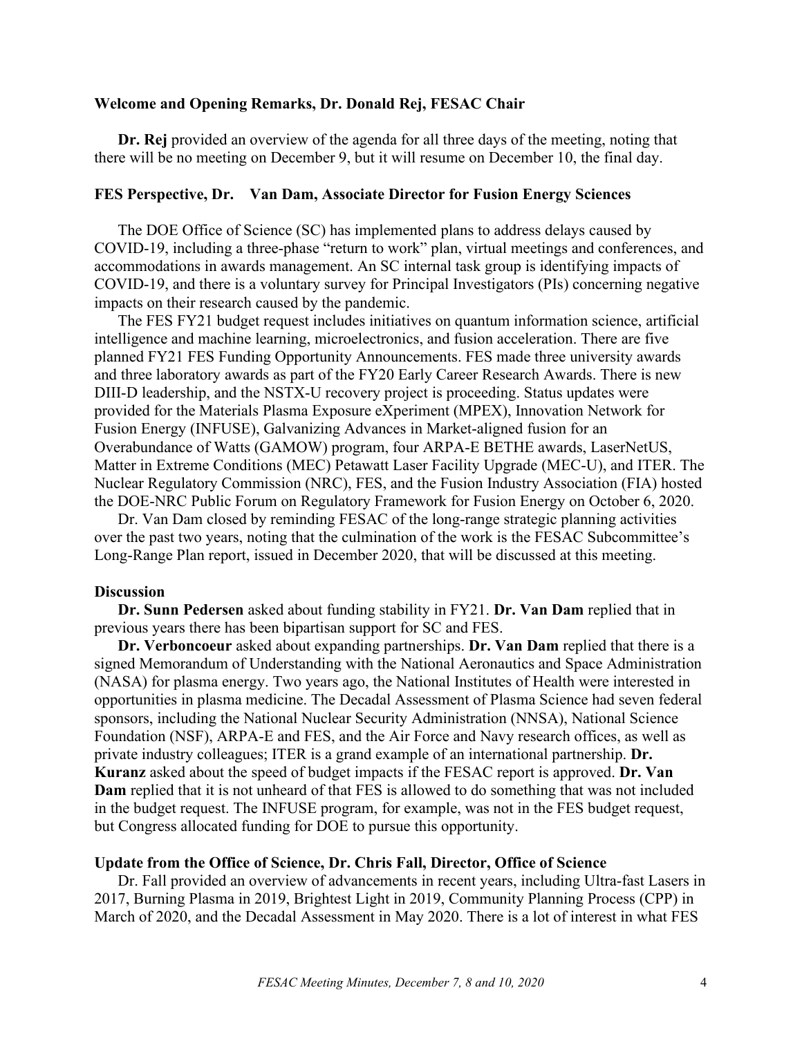**Welcome and Opening Remarks, Dr. Donald Rej, FESAC Chair**

**Dr. Rej** provided an overview of the agenda for all three days of the meeting, noting that there will be no meeting on December 9, but it will resume on December 10, the final day.

**FES Perspective, Dr. Van Dam, Associate Director for Fusion Energy Sciences**

The DOE Office of Science (SC) has implemented plans to address delays caused by COVID-19, including a three-phase "return to work" plan, virtual meetings and conferences, and accommodations in awards management. An SC internal task group is identifying impacts of COVID-19, and there is a voluntary survey for Principal Investigators (PIs) concerning negative impacts on their research caused by the pandemic.

The FES FY21 budget request includes initiatives on quantum information science, artificial intelligence and machine learning, microelectronics, and fusion acceleration. There are five planned FY21 FES Funding Opportunity Announcements. FES made three university awards and three laboratory awards as part of the FY20 Early Career Research Awards. There is new DIII-D leadership, and the NSTX-U recovery project is proceeding. Status updates were provided for the Materials Plasma Exposure eXperiment (MPEX), Innovation Network for Fusion Energy (INFUSE), Galvanizing Advances in Market-aligned fusion for an Overabundance of Watts (GAMOW) program, four ARPA-E BETHE awards, LaserNetUS, Matter in Extreme Conditions (MEC) Petawatt Laser Facility Upgrade (MEC-U), and ITER. The Nuclear Regulatory Commission (NRC), FES, and the Fusion Industry Association (FIA) hosted the DOE-NRC Public Forum on Regulatory Framework for Fusion Energy on October 6, 2020.

Dr. Van Dam closed by reminding FESAC of the long-range strategic planning activities over the past two years, noting that the culmination of the work is the FESAC Subcommittee's Long-Range Plan report, issued in December 2020, that will be discussed at this meeting.

**Discussion**

**Dr. Sunn Pedersen** asked about funding stability in FY21. **Dr. Van Dam** replied that in previous years there has been bipartisan support for SC and FES.

**Dr. Verboncoeur** asked about expanding partnerships. **Dr. Van Dam** replied that there is a signed Memorandum of Understanding with the National Aeronautics and Space Administration (NASA) for plasma energy. Two years ago, the National Institutes of Health were interested in opportunities in plasma medicine. The Decadal Assessment of Plasma Science had seven federal sponsors, including the National Nuclear Security Administration (NNSA), National Science Foundation (NSF), ARPA-E and FES, and the Air Force and Navy research offices, as well as private industry colleagues; ITER is a grand example of an international partnership. **Dr. Kuranz** asked about the speed of budget impacts if the FESAC report is approved. **Dr. Van Dam** replied that it is not unheard of that FES is allowed to do something that was not included in the budget request. The INFUSE program, for example, was not in the FES budget request, but Congress allocated funding for DOE to pursue this opportunity.

**Update from the Office of Science, Dr. Chris Fall, Director, Office of Science**

Dr. Fall provided an overview of advancements in recent years, including Ultra-fast Lasers in 2017, Burning Plasma in 2019, Brightest Light in 2019, Community Planning Process (CPP) in March of 2020, and the Decadal Assessment in May 2020. There is a lot of interest in what FES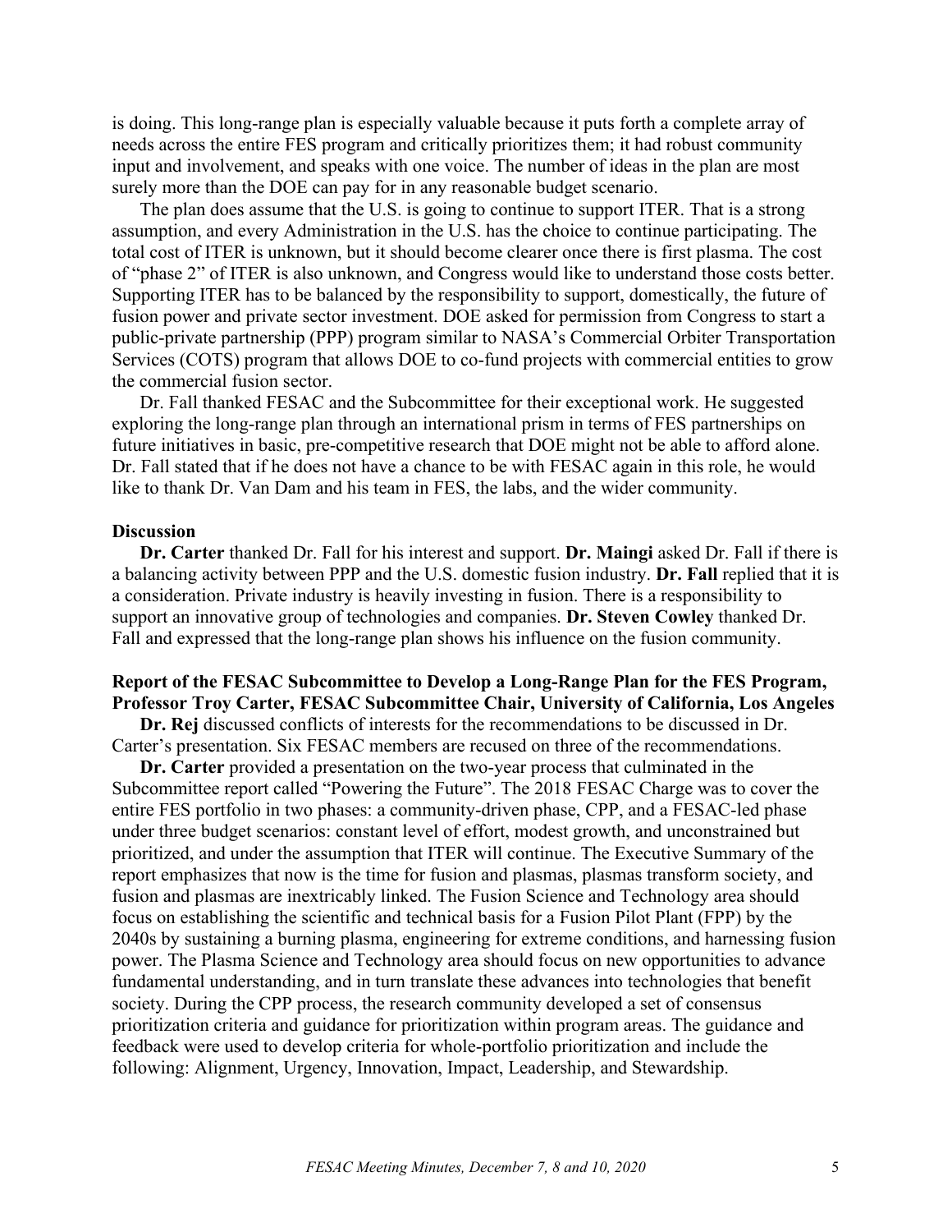is doing. This long-range plan is especially valuable because it puts forth a complete array of needs across the entire FES program and critically prioritizes them; it had robust community input and involvement, and speaks with one voice. The number of ideas in the plan are most surely more than the DOE can pay for in any reasonable budget scenario.

The plan does assume that the U.S. is going to continue to support ITER. That is a strong assumption, and every Administration in the U.S. has the choice to continue participating. The total cost of ITER is unknown, but it should become clearer once there is first plasma. The cost of "phase 2" of ITER is also unknown, and Congress would like to understand those costs better. Supporting ITER has to be balanced by the responsibility to support, domestically, the future of fusion power and private sector investment. DOE asked for permission from Congress to start a public-private partnership (PPP) program similar to NASA's Commercial Orbiter Transportation Services (COTS) program that allows DOE to co-fund projects with commercial entities to grow the commercial fusion sector.

Dr. Fall thanked FESAC and the Subcommittee for their exceptional work. He suggested exploring the long-range plan through an international prism in terms of FES partnerships on future initiatives in basic, pre-competitive research that DOE might not be able to afford alone. Dr. Fall stated that if he does not have a chance to be with FESAC again in this role, he would like to thank Dr. Van Dam and his team in FES, the labs, and the wider community.

**Discussion**

**Dr. Carter** thanked Dr. Fall for his interest and support. **Dr. Maingi** asked Dr. Fall if there is a balancing activity between PPP and the U.S. domestic fusion industry. **Dr. Fall** replied that it is a consideration. Private industry is heavily investing in fusion. There is a responsibility to support an innovative group of technologies and companies. **Dr. Steven Cowley** thanked Dr. Fall and expressed that the long-range plan shows his influence on the fusion community.

**Report of the FESAC Subcommittee to Develop a Long-Range Plan for the FES Program, Professor Troy Carter, FESAC Subcommittee Chair, University of California, Los Angeles**

**Dr. Rej** discussed conflicts of interests for the recommendations to be discussed in Dr. Carter's presentation. Six FESAC members are recused on three of the recommendations.

**Dr. Carter** provided a presentation on the two-year process that culminated in the Subcommittee report called "Powering the Future". The 2018 FESAC Charge was to cover the entire FES portfolio in two phases: a community-driven phase, CPP, and a FESAC-led phase under three budget scenarios: constant level of effort, modest growth, and unconstrained but prioritized, and under the assumption that ITER will continue. The Executive Summary of the report emphasizes that now is the time for fusion and plasmas, plasmas transform society, and fusion and plasmas are inextricably linked. The Fusion Science and Technology area should focus on establishing the scientific and technical basis for a Fusion Pilot Plant (FPP) by the 2040s by sustaining a burning plasma, engineering for extreme conditions, and harnessing fusion power. The Plasma Science and Technology area should focus on new opportunities to advance fundamental understanding, and in turn translate these advances into technologies that benefit society. During the CPP process, the research community developed a set of consensus prioritization criteria and guidance for prioritization within program areas. The guidance and feedback were used to develop criteria for whole-portfolio prioritization and include the following: Alignment, Urgency, Innovation, Impact, Leadership, and Stewardship.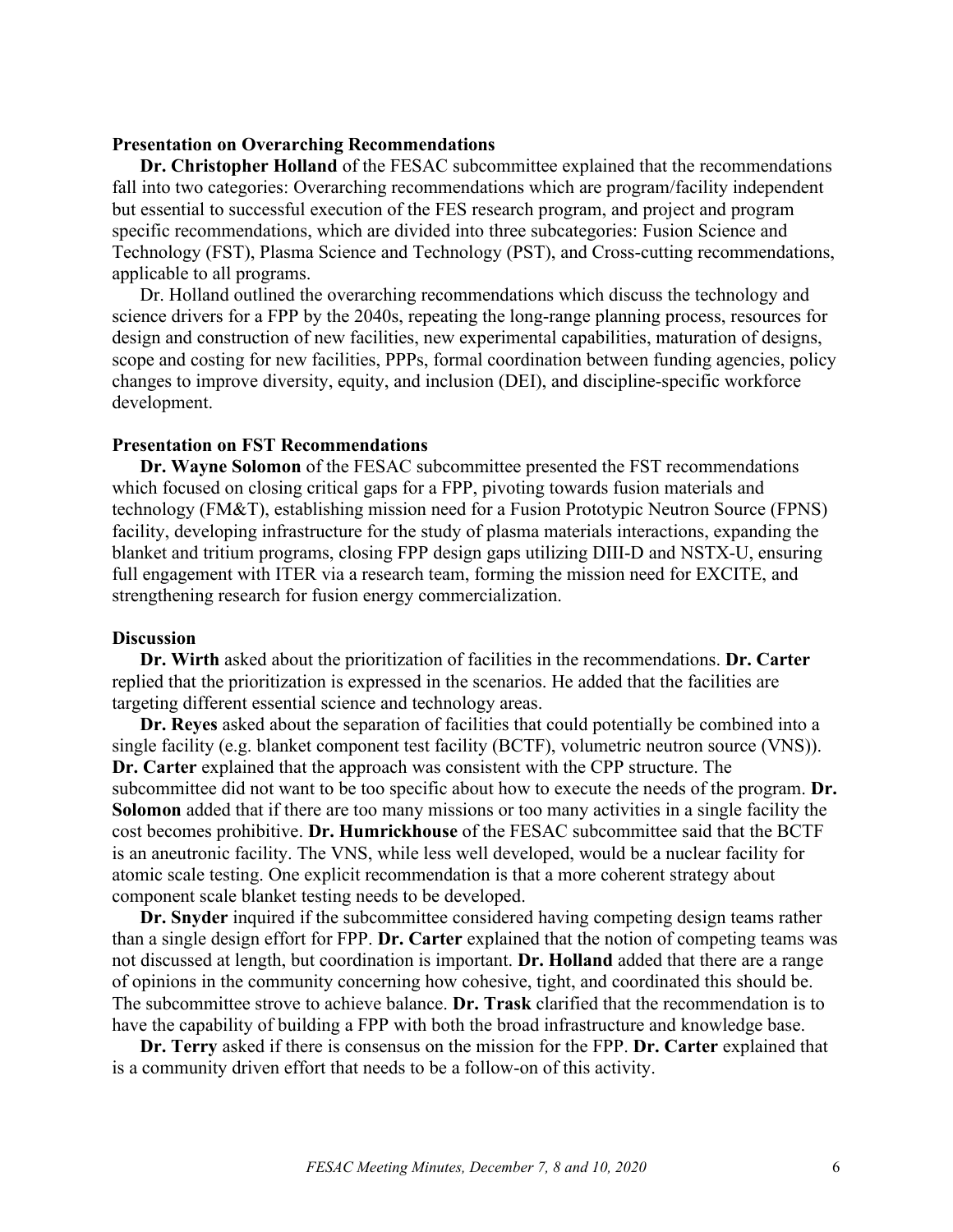**Presentation on Overarching Recommendations**

**Dr. Christopher Holland** of the FESAC subcommittee explained that the recommendations fall into two categories: Overarching recommendations which are program/facility independent but essential to successful execution of the FES research program, and project and program specific recommendations, which are divided into three subcategories: Fusion Science and Technology (FST), Plasma Science and Technology (PST), and Cross-cutting recommendations, applicable to all programs.

Dr. Holland outlined the overarching recommendations which discuss the technology and science drivers for a FPP by the 2040s, repeating the long-range planning process, resources for design and construction of new facilities, new experimental capabilities, maturation of designs, scope and costing for new facilities, PPPs, formal coordination between funding agencies, policy changes to improve diversity, equity, and inclusion (DEI), and discipline-specific workforce development.

**Presentation on FST Recommendations**

**Dr. Wayne Solomon** of the FESAC subcommittee presented the FST recommendations which focused on closing critical gaps for a FPP, pivoting towards fusion materials and technology (FM&T), establishing mission need for a Fusion Prototypic Neutron Source (FPNS) facility, developing infrastructure for the study of plasma materials interactions, expanding the blanket and tritium programs, closing FPP design gaps utilizing DIII-D and NSTX-U, ensuring full engagement with ITER via a research team, forming the mission need for EXCITE, and strengthening research for fusion energy commercialization.

**Discussion**

**Dr. Wirth** asked about the prioritization of facilities in the recommendations. **Dr. Carter** replied that the prioritization is expressed in the scenarios. He added that the facilities are targeting different essential science and technology areas.

**Dr. Reyes** asked about the separation of facilities that could potentially be combined into a single facility (e.g. blanket component test facility (BCTF), volumetric neutron source (VNS)). **Dr. Carter** explained that the approach was consistent with the CPP structure. The subcommittee did not want to be too specific about how to execute the needs of the program. **Dr. Solomon** added that if there are too many missions or too many activities in a single facility the cost becomes prohibitive. **Dr. Humrickhouse** of the FESAC subcommittee said that the BCTF is an aneutronic facility. The VNS, while less well developed, would be a nuclear facility for atomic scale testing. One explicit recommendation is that a more coherent strategy about component scale blanket testing needs to be developed.

**Dr. Snyder** inquired if the subcommittee considered having competing design teams rather than a single design effort for FPP. **Dr. Carter** explained that the notion of competing teams was not discussed at length, but coordination is important. **Dr. Holland** added that there are a range of opinions in the community concerning how cohesive, tight, and coordinated this should be. The subcommittee strove to achieve balance. **Dr. Trask** clarified that the recommendation is to have the capability of building a FPP with both the broad infrastructure and knowledge base.

**Dr. Terry** asked if there is consensus on the mission for the FPP. **Dr. Carter** explained that is a community driven effort that needs to be a follow-on of this activity.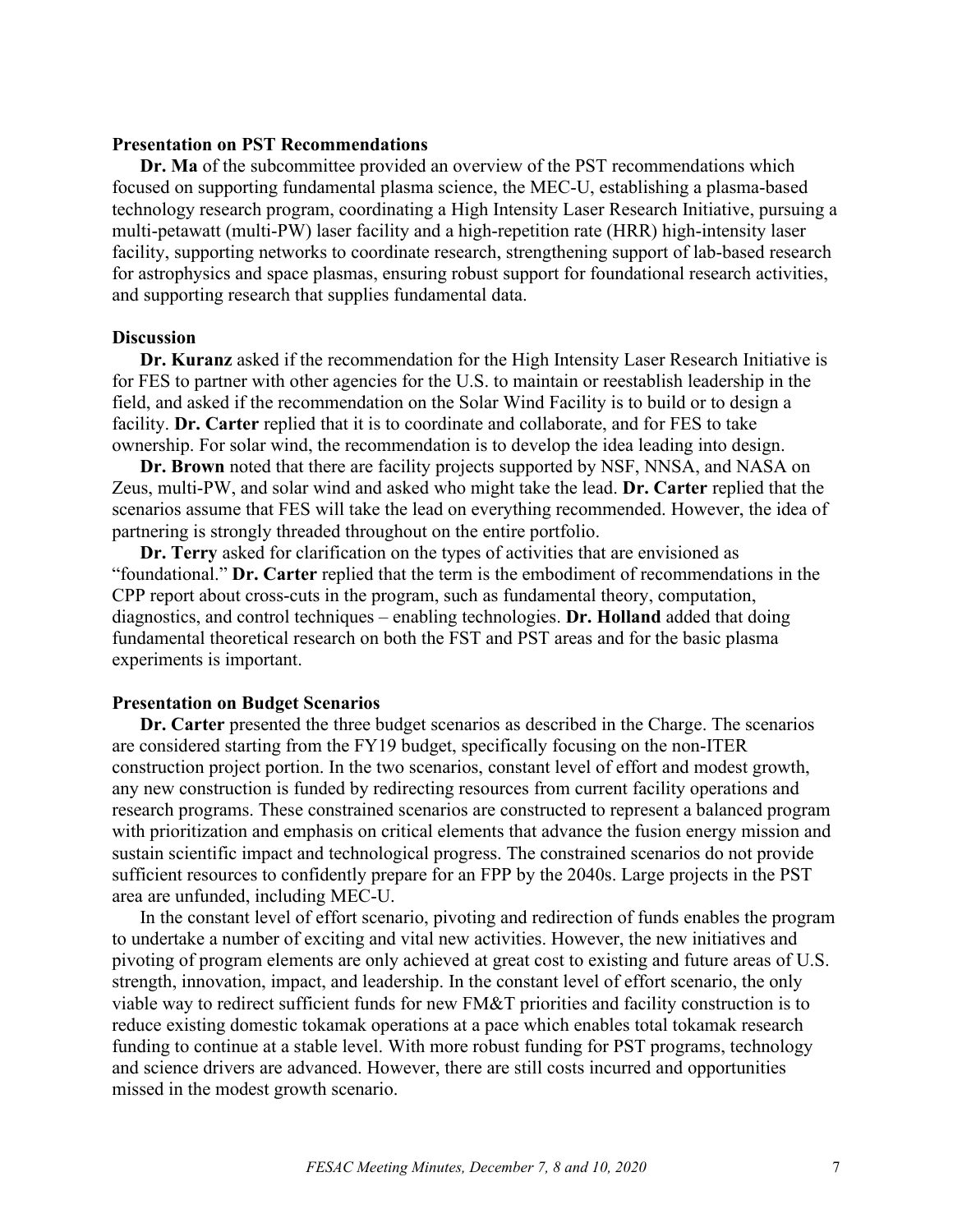**Presentation on PST Recommendations**

**Dr. Ma** of the subcommittee provided an overview of the PST recommendations which focused on supporting fundamental plasma science, the MEC-U, establishing a plasma-based technology research program, coordinating a High Intensity Laser Research Initiative, pursuing a multi-petawatt (multi-PW) laser facility and a high-repetition rate (HRR) high-intensity laser facility, supporting networks to coordinate research, strengthening support of lab-based research for astrophysics and space plasmas, ensuring robust support for foundational research activities, and supporting research that supplies fundamental data.

**Discussion**

**Dr. Kuranz** asked if the recommendation for the High Intensity Laser Research Initiative is for FES to partner with other agencies for the U.S. to maintain or reestablish leadership in the field, and asked if the recommendation on the Solar Wind Facility is to build or to design a facility. **Dr. Carter** replied that it is to coordinate and collaborate, and for FES to take ownership. For solar wind, the recommendation is to develop the idea leading into design.

**Dr. Brown** noted that there are facility projects supported by NSF, NNSA, and NASA on Zeus, multi-PW, and solar wind and asked who might take the lead. **Dr. Carter** replied that the scenarios assume that FES will take the lead on everything recommended. However, the idea of partnering is strongly threaded throughout on the entire portfolio.

**Dr. Terry** asked for clarification on the types of activities that are envisioned as "foundational." **Dr. Carter** replied that the term is the embodiment of recommendations in the CPP report about cross-cuts in the program, such as fundamental theory, computation, diagnostics, and control techniques – enabling technologies. **Dr. Holland** added that doing fundamental theoretical research on both the FST and PST areas and for the basic plasma experiments is important.

**Presentation on Budget Scenarios**

**Dr. Carter** presented the three budget scenarios as described in the Charge. The scenarios are considered starting from the FY19 budget, specifically focusing on the non-ITER construction project portion. In the two scenarios, constant level of effort and modest growth, any new construction is funded by redirecting resources from current facility operations and research programs. These constrained scenarios are constructed to represent a balanced program with prioritization and emphasis on critical elements that advance the fusion energy mission and sustain scientific impact and technological progress. The constrained scenarios do not provide sufficient resources to confidently prepare for an FPP by the 2040s. Large projects in the PST area are unfunded, including MEC-U.

In the constant level of effort scenario, pivoting and redirection of funds enables the program to undertake a number of exciting and vital new activities. However, the new initiatives and pivoting of program elements are only achieved at great cost to existing and future areas of U.S. strength, innovation, impact, and leadership. In the constant level of effort scenario, the only viable way to redirect sufficient funds for new FM&T priorities and facility construction is to reduce existing domestic tokamak operations at a pace which enables total tokamak research funding to continue at a stable level. With more robust funding for PST programs, technology and science drivers are advanced. However, there are still costs incurred and opportunities missed in the modest growth scenario.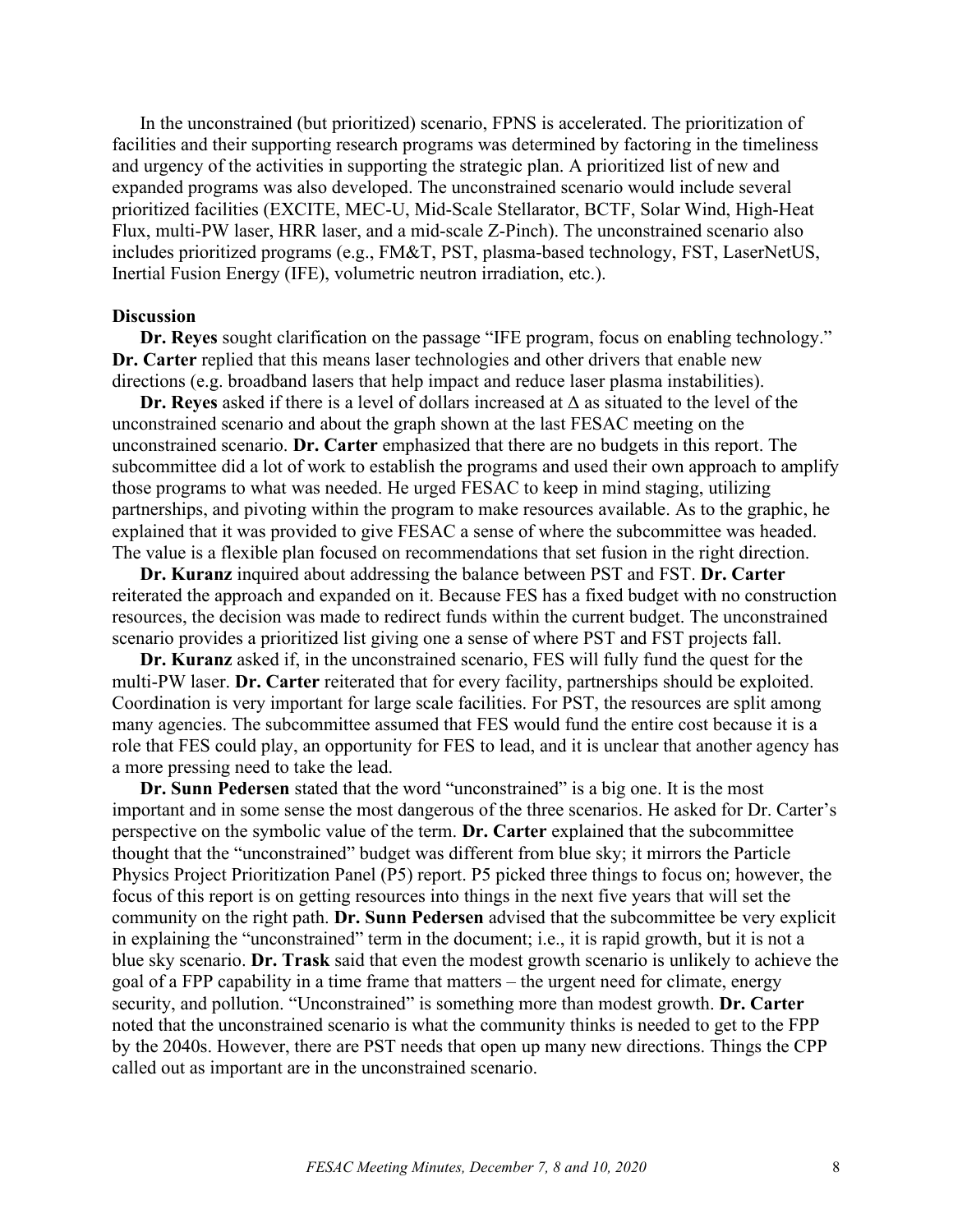In the unconstrained (but prioritized) scenario, FPNS is accelerated. The prioritization of facilities and their supporting research programs was determined by factoring in the timeliness and urgency of the activities in supporting the strategic plan. A prioritized list of new and expanded programs was also developed. The unconstrained scenario would include several prioritized facilities (EXCITE, MEC-U, Mid-Scale Stellarator, BCTF, Solar Wind, High-Heat Flux, multi-PW laser, HRR laser, and a mid-scale Z-Pinch). The unconstrained scenario also includes prioritized programs (e.g., FM&T, PST, plasma-based technology, FST, LaserNetUS, Inertial Fusion Energy (IFE), volumetric neutron irradiation, etc.).

**Discussion**

**Dr. Reyes** sought clarification on the passage "IFE program, focus on enabling technology." **Dr. Carter** replied that this means laser technologies and other drivers that enable new directions (e.g. broadband lasers that help impact and reduce laser plasma instabilities).

**Dr. Reyes** asked if there is a level of dollars increased at Δ as situated to the level of the unconstrained scenario and about the graph shown at the last FESAC meeting on the unconstrained scenario. **Dr. Carter** emphasized that there are no budgets in this report. The subcommittee did a lot of work to establish the programs and used their own approach to amplify those programs to what was needed. He urged FESAC to keep in mind staging, utilizing partnerships, and pivoting within the program to make resources available. As to the graphic, he explained that it was provided to give FESAC a sense of where the subcommittee was headed. The value is a flexible plan focused on recommendations that set fusion in the right direction.

**Dr. Kuranz** inquired about addressing the balance between PST and FST. **Dr. Carter** reiterated the approach and expanded on it. Because FES has a fixed budget with no construction resources, the decision was made to redirect funds within the current budget. The unconstrained scenario provides a prioritized list giving one a sense of where PST and FST projects fall.

**Dr. Kuranz** asked if, in the unconstrained scenario, FES will fully fund the quest for the multi-PW laser. **Dr. Carter** reiterated that for every facility, partnerships should be exploited. Coordination is very important for large scale facilities. For PST, the resources are split among many agencies. The subcommittee assumed that FES would fund the entire cost because it is a role that FES could play, an opportunity for FES to lead, and it is unclear that another agency has a more pressing need to take the lead.

**Dr. Sunn Pedersen** stated that the word "unconstrained" is a big one. It is the most important and in some sense the most dangerous of the three scenarios. He asked for Dr. Carter's perspective on the symbolic value of the term. **Dr. Carter** explained that the subcommittee thought that the "unconstrained" budget was different from blue sky; it mirrors the Particle Physics Project Prioritization Panel (P5) report. P5 picked three things to focus on; however, the focus of this report is on getting resources into things in the next five years that will set the community on the right path. **Dr. Sunn Pedersen** advised that the subcommittee be very explicit in explaining the "unconstrained" term in the document; i.e., it is rapid growth, but it is not a blue sky scenario. **Dr. Trask** said that even the modest growth scenario is unlikely to achieve the goal of a FPP capability in a time frame that matters – the urgent need for climate, energy security, and pollution. "Unconstrained" is something more than modest growth. **Dr. Carter** noted that the unconstrained scenario is what the community thinks is needed to get to the FPP by the 2040s. However, there are PST needs that open up many new directions. Things the CPP called out as important are in the unconstrained scenario.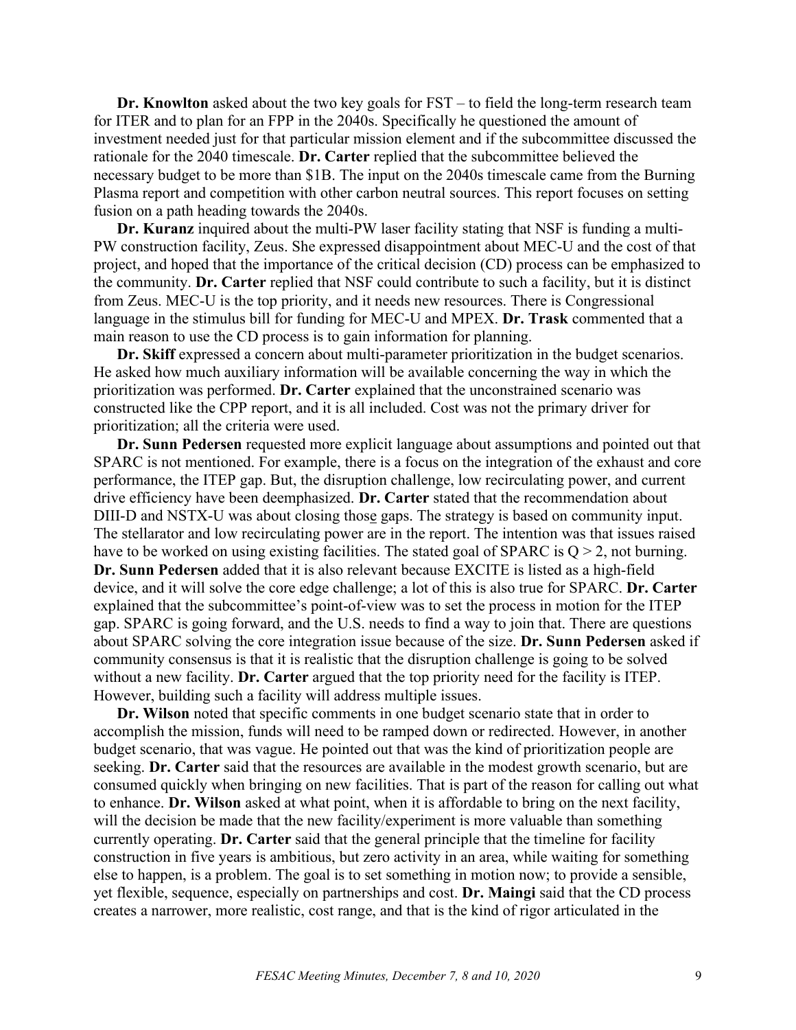**Dr. Knowlton** asked about the two key goals for FST – to field the long-term research team for ITER and to plan for an FPP in the 2040s. Specifically he questioned the amount of investment needed just for that particular mission element and if the subcommittee discussed the rationale for the 2040 timescale. **Dr. Carter** replied that the subcommittee believed the necessary budget to be more than \$1B. The input on the 2040s timescale came from the Burning Plasma report and competition with other carbon neutral sources. This report focuses on setting fusion on a path heading towards the 2040s.

**Dr. Kuranz** inquired about the multi-PW laser facility stating that NSF is funding a multi-PW construction facility, Zeus. She expressed disappointment about MEC-U and the cost of that project, and hoped that the importance of the critical decision (CD) process can be emphasized to the community. **Dr. Carter** replied that NSF could contribute to such a facility, but it is distinct from Zeus. MEC-U is the top priority, and it needs new resources. There is Congressional language in the stimulus bill for funding for MEC-U and MPEX. **Dr. Trask** commented that a main reason to use the CD process is to gain information for planning.

**Dr. Skiff** expressed a concern about multi-parameter prioritization in the budget scenarios. He asked how much auxiliary information will be available concerning the way in which the prioritization was performed. **Dr. Carter** explained that the unconstrained scenario was constructed like the CPP report, and it is all included. Cost was not the primary driver for prioritization; all the criteria were used.

**Dr. Sunn Pedersen** requested more explicit language about assumptions and pointed out that SPARC is not mentioned. For example, there is a focus on the integration of the exhaust and core performance, the ITEP gap. But, the disruption challenge, low recirculating power, and current drive efficiency have been deemphasized. **Dr. Carter** stated that the recommendation about DIII-D and NSTX-U was about closing those gaps. The strategy is based on community input. The stellarator and low recirculating power are in the report. The intention was that issues raised have to be worked on using existing facilities. The stated goal of SPARC is $Q > 2$, not burning. **Dr. Sunn Pedersen** added that it is also relevant because EXCITE is listed as a high-field device, and it will solve the core edge challenge; a lot of this is also true for SPARC. **Dr. Carter** explained that the subcommittee's point-of-view was to set the process in motion for the ITEP gap. SPARC is going forward, and the U.S. needs to find a way to join that. There are questions about SPARC solving the core integration issue because of the size. **Dr. Sunn Pedersen** asked if community consensus is that it is realistic that the disruption challenge is going to be solved without a new facility. **Dr. Carter** argued that the top priority need for the facility is ITEP. However, building such a facility will address multiple issues.

**Dr. Wilson** noted that specific comments in one budget scenario state that in order to accomplish the mission, funds will need to be ramped down or redirected. However, in another budget scenario, that was vague. He pointed out that was the kind of prioritization people are seeking. **Dr. Carter** said that the resources are available in the modest growth scenario, but are consumed quickly when bringing on new facilities. That is part of the reason for calling out what to enhance. **Dr. Wilson** asked at what point, when it is affordable to bring on the next facility, will the decision be made that the new facility/experiment is more valuable than something currently operating. **Dr. Carter** said that the general principle that the timeline for facility construction in five years is ambitious, but zero activity in an area, while waiting for something else to happen, is a problem. The goal is to set something in motion now; to provide a sensible, yet flexible, sequence, especially on partnerships and cost. **Dr. Maingi** said that the CD process creates a narrower, more realistic, cost range, and that is the kind of rigor articulated in the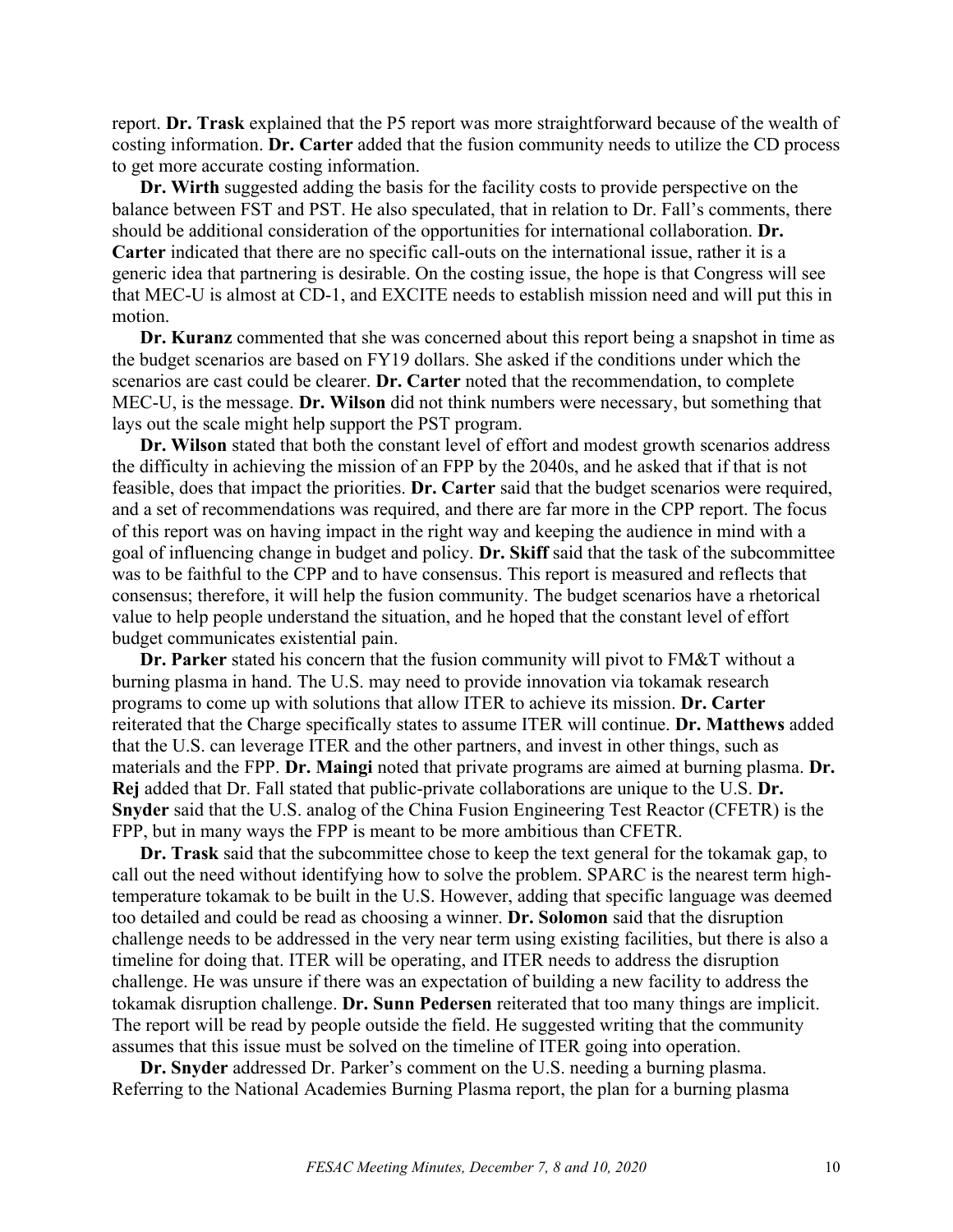report. **Dr. Trask** explained that the P5 report was more straightforward because of the wealth of costing information. **Dr. Carter** added that the fusion community needs to utilize the CD process to get more accurate costing information.

**Dr. Wirth** suggested adding the basis for the facility costs to provide perspective on the balance between FST and PST. He also speculated, that in relation to Dr. Fall's comments, there should be additional consideration of the opportunities for international collaboration. **Dr. Carter** indicated that there are no specific call-outs on the international issue, rather it is a generic idea that partnering is desirable. On the costing issue, the hope is that Congress will see that MEC-U is almost at CD-1, and EXCITE needs to establish mission need and will put this in motion.

**Dr. Kuranz** commented that she was concerned about this report being a snapshot in time as the budget scenarios are based on FY19 dollars. She asked if the conditions under which the scenarios are cast could be clearer. **Dr. Carter** noted that the recommendation, to complete MEC-U, is the message. **Dr. Wilson** did not think numbers were necessary, but something that lays out the scale might help support the PST program.

**Dr. Wilson** stated that both the constant level of effort and modest growth scenarios address the difficulty in achieving the mission of an FPP by the 2040s, and he asked that if that is not feasible, does that impact the priorities. **Dr. Carter** said that the budget scenarios were required, and a set of recommendations was required, and there are far more in the CPP report. The focus of this report was on having impact in the right way and keeping the audience in mind with a goal of influencing change in budget and policy. **Dr. Skiff** said that the task of the subcommittee was to be faithful to the CPP and to have consensus. This report is measured and reflects that consensus; therefore, it will help the fusion community. The budget scenarios have a rhetorical value to help people understand the situation, and he hoped that the constant level of effort budget communicates existential pain.

**Dr. Parker** stated his concern that the fusion community will pivot to FM&T without a burning plasma in hand. The U.S. may need to provide innovation via tokamak research programs to come up with solutions that allow ITER to achieve its mission. **Dr. Carter** reiterated that the Charge specifically states to assume ITER will continue. **Dr. Matthews** added that the U.S. can leverage ITER and the other partners, and invest in other things, such as materials and the FPP. **Dr. Maingi** noted that private programs are aimed at burning plasma. **Dr. Rej** added that Dr. Fall stated that public-private collaborations are unique to the U.S. **Dr. Snyder** said that the U.S. analog of the China Fusion Engineering Test Reactor (CFETR) is the FPP, but in many ways the FPP is meant to be more ambitious than CFETR.

**Dr. Trask** said that the subcommittee chose to keep the text general for the tokamak gap, to call out the need without identifying how to solve the problem. SPARC is the nearest term high-temperature tokamak to be built in the U.S. However, adding that specific language was deemed too detailed and could be read as choosing a winner. **Dr. Solomon** said that the disruption challenge needs to be addressed in the very near term using existing facilities, but there is also a timeline for doing that. ITER will be operating, and ITER needs to address the disruption challenge. He was unsure if there was an expectation of building a new facility to address the tokamak disruption challenge. **Dr. Sunn Pedersen** reiterated that too many things are implicit. The report will be read by people outside the field. He suggested writing that the community assumes that this issue must be solved on the timeline of ITER going into operation.

**Dr. Snyder** addressed Dr. Parker's comment on the U.S. needing a burning plasma. Referring to the National Academies Burning Plasma report, the plan for a burning plasma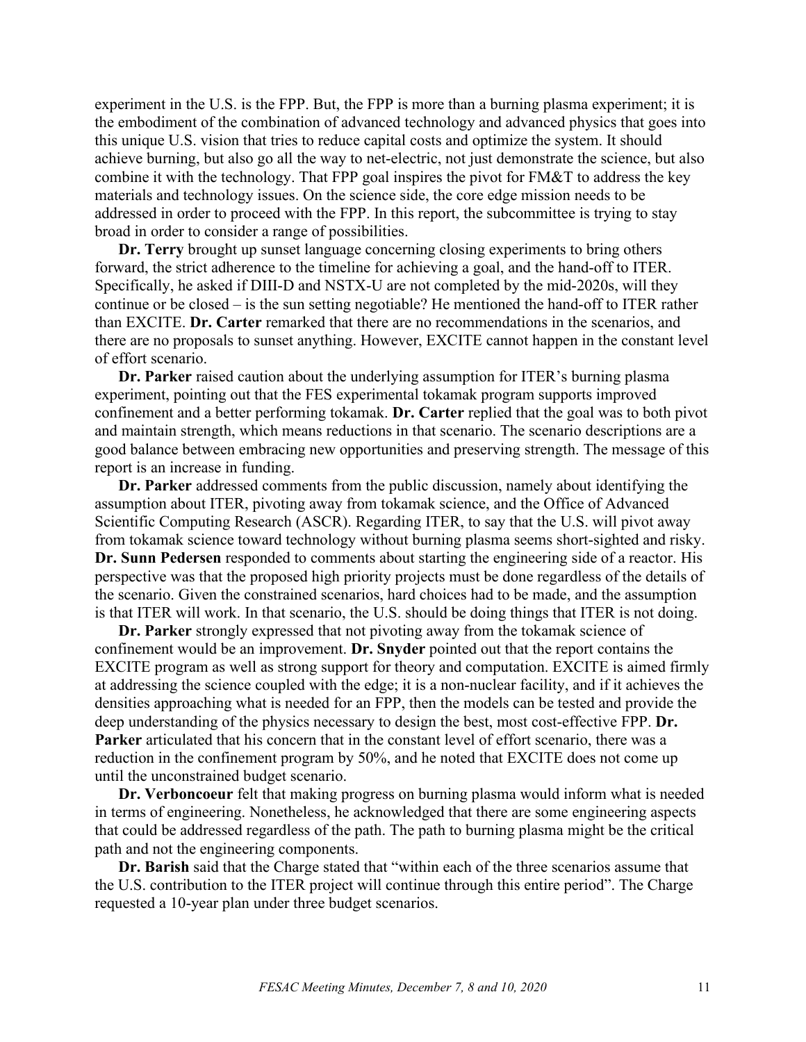experiment in the U.S. is the FPP. But, the FPP is more than a burning plasma experiment; it is the embodiment of the combination of advanced technology and advanced physics that goes into this unique U.S. vision that tries to reduce capital costs and optimize the system. It should achieve burning, but also go all the way to net-electric, not just demonstrate the science, but also combine it with the technology. That FPP goal inspires the pivot for FM&T to address the key materials and technology issues. On the science side, the core edge mission needs to be addressed in order to proceed with the FPP. In this report, the subcommittee is trying to stay broad in order to consider a range of possibilities.

**Dr. Terry** brought up sunset language concerning closing experiments to bring others forward, the strict adherence to the timeline for achieving a goal, and the hand-off to ITER. Specifically, he asked if DIII-D and NSTX-U are not completed by the mid-2020s, will they continue or be closed – is the sun setting negotiable? He mentioned the hand-off to ITER rather than EXCITE. **Dr. Carter** remarked that there are no recommendations in the scenarios, and there are no proposals to sunset anything. However, EXCITE cannot happen in the constant level of effort scenario.

**Dr. Parker** raised caution about the underlying assumption for ITER's burning plasma experiment, pointing out that the FES experimental tokamak program supports improved confinement and a better performing tokamak. **Dr. Carter** replied that the goal was to both pivot and maintain strength, which means reductions in that scenario. The scenario descriptions are a good balance between embracing new opportunities and preserving strength. The message of this report is an increase in funding.

**Dr. Parker** addressed comments from the public discussion, namely about identifying the assumption about ITER, pivoting away from tokamak science, and the Office of Advanced Scientific Computing Research (ASCR). Regarding ITER, to say that the U.S. will pivot away from tokamak science toward technology without burning plasma seems short-sighted and risky. **Dr. Sunn Pedersen** responded to comments about starting the engineering side of a reactor. His perspective was that the proposed high priority projects must be done regardless of the details of the scenario. Given the constrained scenarios, hard choices had to be made, and the assumption is that ITER will work. In that scenario, the U.S. should be doing things that ITER is not doing.

**Dr. Parker** strongly expressed that not pivoting away from the tokamak science of confinement would be an improvement. **Dr. Snyder** pointed out that the report contains the EXCITE program as well as strong support for theory and computation. EXCITE is aimed firmly at addressing the science coupled with the edge; it is a non-nuclear facility, and if it achieves the densities approaching what is needed for an FPP, then the models can be tested and provide the deep understanding of the physics necessary to design the best, most cost-effective FPP. **Dr. Parker** articulated that his concern that in the constant level of effort scenario, there was a reduction in the confinement program by 50%, and he noted that EXCITE does not come up until the unconstrained budget scenario.

**Dr. Verboncoeur** felt that making progress on burning plasma would inform what is needed in terms of engineering. Nonetheless, he acknowledged that there are some engineering aspects that could be addressed regardless of the path. The path to burning plasma might be the critical path and not the engineering components.

**Dr. Barish** said that the Charge stated that "within each of the three scenarios assume that the U.S. contribution to the ITER project will continue through this entire period". The Charge requested a 10-year plan under three budget scenarios.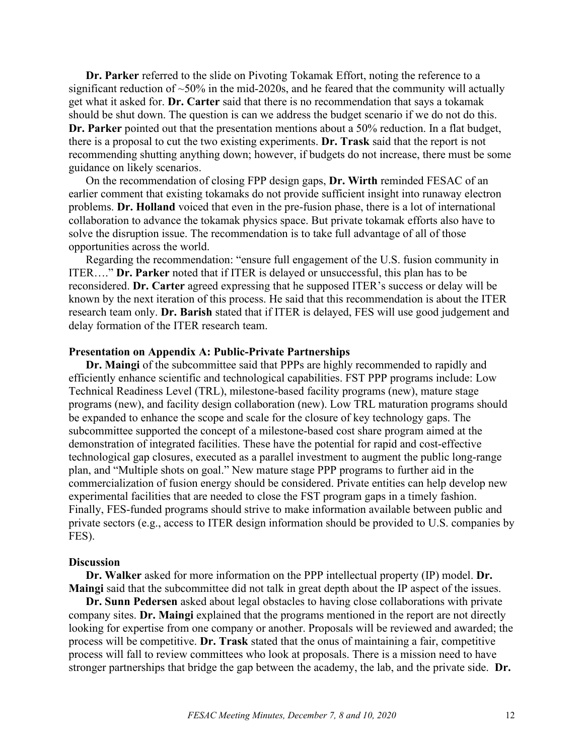**Dr. Parker** referred to the slide on Pivoting Tokamak Effort, noting the reference to a significant reduction of ~50% in the mid-2020s, and he feared that the community will actually get what it asked for. **Dr. Carter** said that there is no recommendation that says a tokamak should be shut down. The question is can we address the budget scenario if we do not do this. **Dr. Parker** pointed out that the presentation mentions about a 50% reduction. In a flat budget, there is a proposal to cut the two existing experiments. **Dr. Trask** said that the report is not recommending shutting anything down; however, if budgets do not increase, there must be some guidance on likely scenarios.

On the recommendation of closing FPP design gaps, **Dr. Wirth** reminded FESAC of an earlier comment that existing tokamaks do not provide sufficient insight into runaway electron problems. **Dr. Holland** voiced that even in the pre-fusion phase, there is a lot of international collaboration to advance the tokamak physics space. But private tokamak efforts also have to solve the disruption issue. The recommendation is to take full advantage of all of those opportunities across the world.

Regarding the recommendation: "ensure full engagement of the U.S. fusion community in ITER…." **Dr. Parker** noted that if ITER is delayed or unsuccessful, this plan has to be reconsidered. **Dr. Carter** agreed expressing that he supposed ITER's success or delay will be known by the next iteration of this process. He said that this recommendation is about the ITER research team only. **Dr. Barish** stated that if ITER is delayed, FES will use good judgement and delay formation of the ITER research team.

**Presentation on Appendix A: Public-Private Partnerships**

**Dr. Maingi** of the subcommittee said that PPPs are highly recommended to rapidly and efficiently enhance scientific and technological capabilities. FST PPP programs include: Low Technical Readiness Level (TRL), milestone-based facility programs (new), mature stage programs (new), and facility design collaboration (new). Low TRL maturation programs should be expanded to enhance the scope and scale for the closure of key technology gaps. The subcommittee supported the concept of a milestone-based cost share program aimed at the demonstration of integrated facilities. These have the potential for rapid and cost-effective technological gap closures, executed as a parallel investment to augment the public long-range plan, and "Multiple shots on goal." New mature stage PPP programs to further aid in the commercialization of fusion energy should be considered. Private entities can help develop new experimental facilities that are needed to close the FST program gaps in a timely fashion. Finally, FES-funded programs should strive to make information available between public and private sectors (e.g., access to ITER design information should be provided to U.S. companies by FES).

**Discussion**

**Dr. Walker** asked for more information on the PPP intellectual property (IP) model. **Dr. Maingi** said that the subcommittee did not talk in great depth about the IP aspect of the issues.

**Dr. Sunn Pedersen** asked about legal obstacles to having close collaborations with private company sites. **Dr. Maingi** explained that the programs mentioned in the report are not directly looking for expertise from one company or another. Proposals will be reviewed and awarded; the process will be competitive. **Dr. Trask** stated that the onus of maintaining a fair, competitive process will fall to review committees who look at proposals. There is a mission need to have stronger partnerships that bridge the gap between the academy, the lab, and the private side. **Dr.**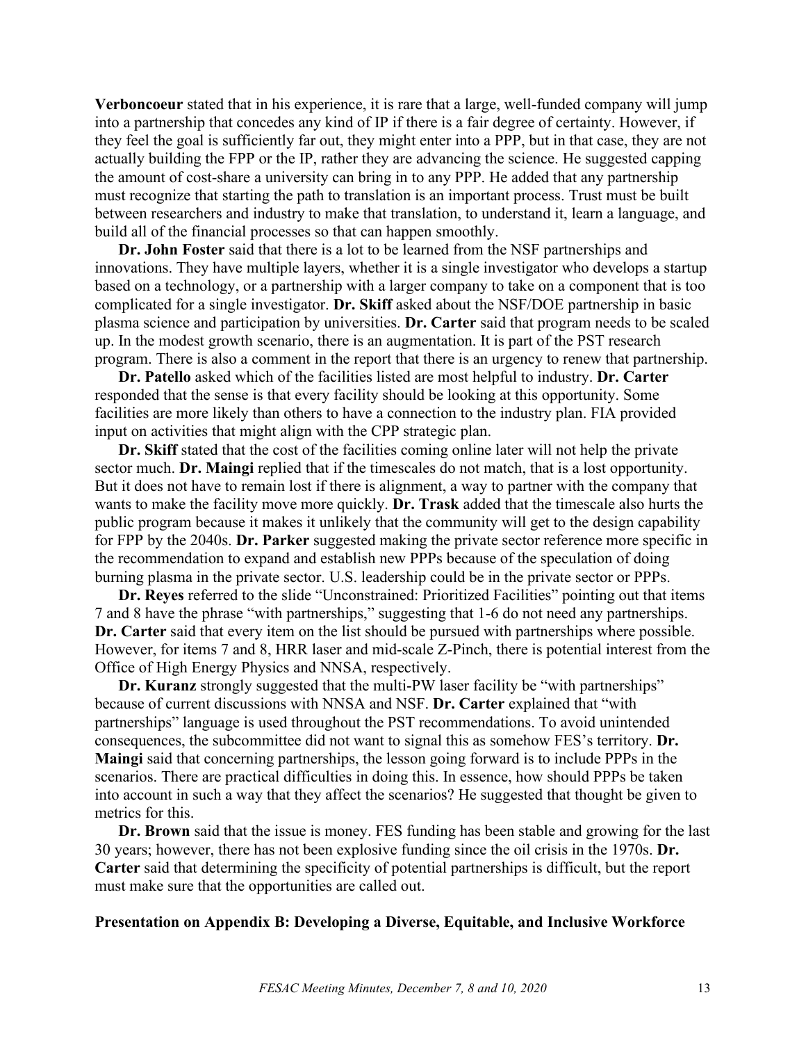**Verboncoeur** stated that in his experience, it is rare that a large, well-funded company will jump into a partnership that concedes any kind of IP if there is a fair degree of certainty. However, if they feel the goal is sufficiently far out, they might enter into a PPP, but in that case, they are not actually building the FPP or the IP, rather they are advancing the science. He suggested capping the amount of cost-share a university can bring in to any PPP. He added that any partnership must recognize that starting the path to translation is an important process. Trust must be built between researchers and industry to make that translation, to understand it, learn a language, and build all of the financial processes so that can happen smoothly.

**Dr. John Foster** said that there is a lot to be learned from the NSF partnerships and innovations. They have multiple layers, whether it is a single investigator who develops a startup based on a technology, or a partnership with a larger company to take on a component that is too complicated for a single investigator. **Dr. Skiff** asked about the NSF/DOE partnership in basic plasma science and participation by universities. **Dr. Carter** said that program needs to be scaled up. In the modest growth scenario, there is an augmentation. It is part of the PST research program. There is also a comment in the report that there is an urgency to renew that partnership.

**Dr. Patello** asked which of the facilities listed are most helpful to industry. **Dr. Carter** responded that the sense is that every facility should be looking at this opportunity. Some facilities are more likely than others to have a connection to the industry plan. FIA provided input on activities that might align with the CPP strategic plan.

**Dr. Skiff** stated that the cost of the facilities coming online later will not help the private sector much. **Dr. Maingi** replied that if the timescales do not match, that is a lost opportunity. But it does not have to remain lost if there is alignment, a way to partner with the company that wants to make the facility move more quickly. **Dr. Trask** added that the timescale also hurts the public program because it makes it unlikely that the community will get to the design capability for FPP by the 2040s. **Dr. Parker** suggested making the private sector reference more specific in the recommendation to expand and establish new PPPs because of the speculation of doing burning plasma in the private sector. U.S. leadership could be in the private sector or PPPs.

**Dr. Reyes** referred to the slide "Unconstrained: Prioritized Facilities" pointing out that items 7 and 8 have the phrase "with partnerships," suggesting that 1-6 do not need any partnerships. **Dr. Carter** said that every item on the list should be pursued with partnerships where possible. However, for items 7 and 8, HRR laser and mid-scale Z-Pinch, there is potential interest from the Office of High Energy Physics and NNSA, respectively.

**Dr. Kuranz** strongly suggested that the multi-PW laser facility be "with partnerships" because of current discussions with NNSA and NSF. **Dr. Carter** explained that "with partnerships" language is used throughout the PST recommendations. To avoid unintended consequences, the subcommittee did not want to signal this as somehow FES's territory. **Dr. Maingi** said that concerning partnerships, the lesson going forward is to include PPPs in the scenarios. There are practical difficulties in doing this. In essence, how should PPPs be taken into account in such a way that they affect the scenarios? He suggested that thought be given to metrics for this.

**Dr. Brown** said that the issue is money. FES funding has been stable and growing for the last 30 years; however, there has not been explosive funding since the oil crisis in the 1970s. **Dr. Carter** said that determining the specificity of potential partnerships is difficult, but the report must make sure that the opportunities are called out.

**Presentation on Appendix B: Developing a Diverse, Equitable, and Inclusive Workforce**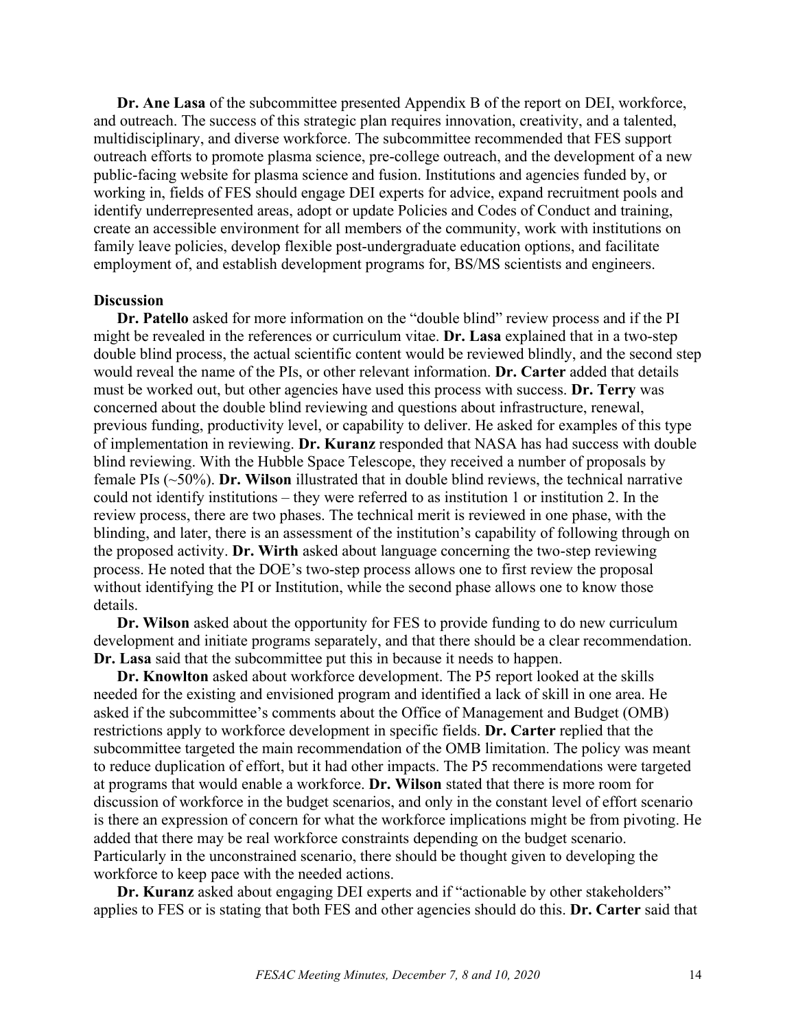**Dr. Ane Lasa** of the subcommittee presented Appendix B of the report on DEI, workforce, and outreach. The success of this strategic plan requires innovation, creativity, and a talented, multidisciplinary, and diverse workforce. The subcommittee recommended that FES support outreach efforts to promote plasma science, pre-college outreach, and the development of a new public-facing website for plasma science and fusion. Institutions and agencies funded by, or working in, fields of FES should engage DEI experts for advice, expand recruitment pools and identify underrepresented areas, adopt or update Policies and Codes of Conduct and training, create an accessible environment for all members of the community, work with institutions on family leave policies, develop flexible post-undergraduate education options, and facilitate employment of, and establish development programs for, BS/MS scientists and engineers.

**Discussion**

**Dr. Patello** asked for more information on the "double blind" review process and if the PI might be revealed in the references or curriculum vitae. **Dr. Lasa** explained that in a two-step double blind process, the actual scientific content would be reviewed blindly, and the second step would reveal the name of the PIs, or other relevant information. **Dr. Carter** added that details must be worked out, but other agencies have used this process with success. **Dr. Terry** was concerned about the double blind reviewing and questions about infrastructure, renewal, previous funding, productivity level, or capability to deliver. He asked for examples of this type of implementation in reviewing. **Dr. Kuranz** responded that NASA has had success with double blind reviewing. With the Hubble Space Telescope, they received a number of proposals by female PIs (~50%). **Dr. Wilson** illustrated that in double blind reviews, the technical narrative could not identify institutions – they were referred to as institution 1 or institution 2. In the review process, there are two phases. The technical merit is reviewed in one phase, with the blinding, and later, there is an assessment of the institution's capability of following through on the proposed activity. **Dr. Wirth** asked about language concerning the two-step reviewing process. He noted that the DOE's two-step process allows one to first review the proposal without identifying the PI or Institution, while the second phase allows one to know those details.

**Dr. Wilson** asked about the opportunity for FES to provide funding to do new curriculum development and initiate programs separately, and that there should be a clear recommendation. **Dr. Lasa** said that the subcommittee put this in because it needs to happen.

**Dr. Knowlton** asked about workforce development. The P5 report looked at the skills needed for the existing and envisioned program and identified a lack of skill in one area. He asked if the subcommittee's comments about the Office of Management and Budget (OMB) restrictions apply to workforce development in specific fields. **Dr. Carter** replied that the subcommittee targeted the main recommendation of the OMB limitation. The policy was meant to reduce duplication of effort, but it had other impacts. The P5 recommendations were targeted at programs that would enable a workforce. **Dr. Wilson** stated that there is more room for discussion of workforce in the budget scenarios, and only in the constant level of effort scenario is there an expression of concern for what the workforce implications might be from pivoting. He added that there may be real workforce constraints depending on the budget scenario. Particularly in the unconstrained scenario, there should be thought given to developing the workforce to keep pace with the needed actions.

**Dr. Kuranz** asked about engaging DEI experts and if "actionable by other stakeholders" applies to FES or is stating that both FES and other agencies should do this. **Dr. Carter** said that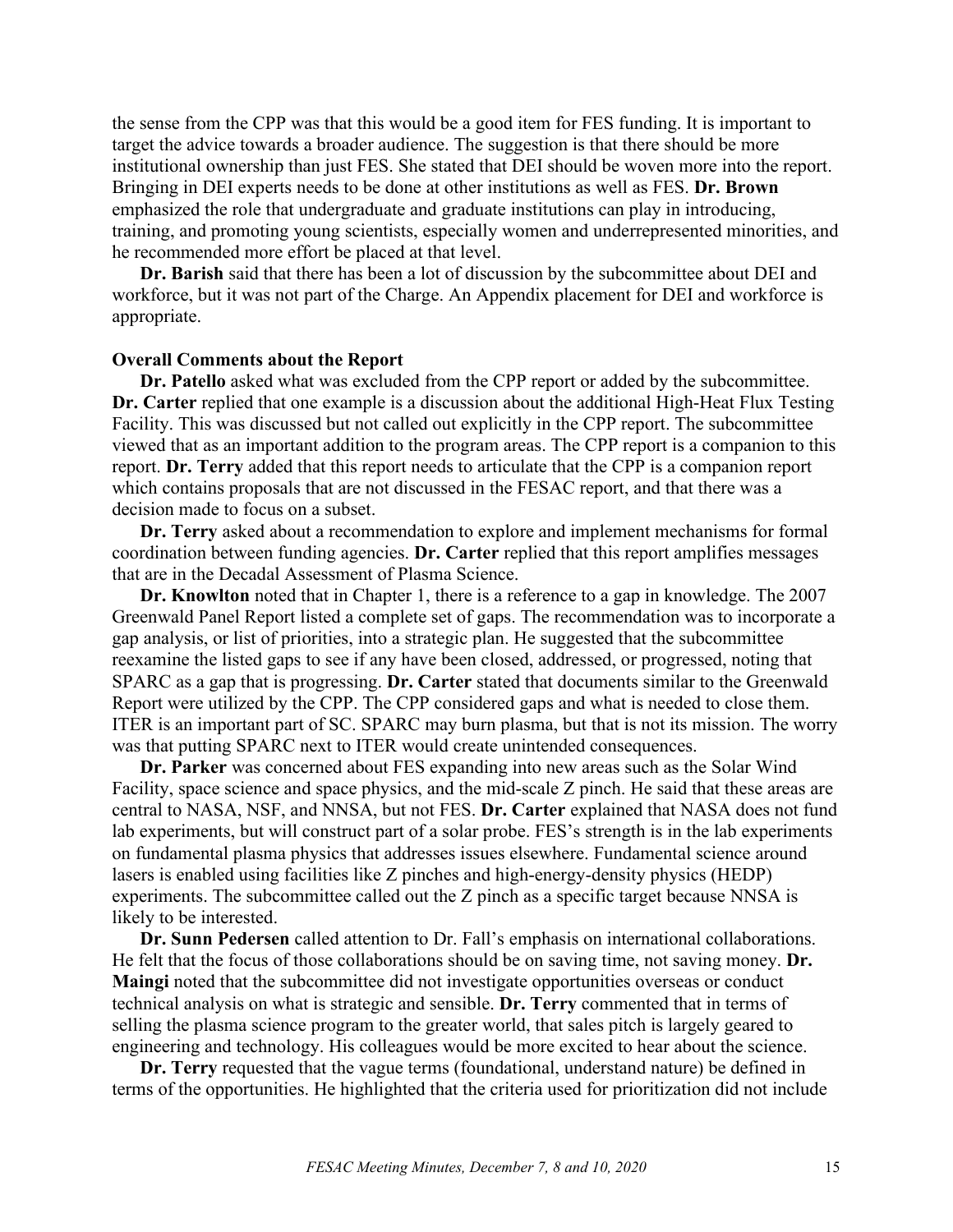the sense from the CPP was that this would be a good item for FES funding. It is important to target the advice towards a broader audience. The suggestion is that there should be more institutional ownership than just FES. She stated that DEI should be woven more into the report. Bringing in DEI experts needs to be done at other institutions as well as FES. **Dr. Brown** emphasized the role that undergraduate and graduate institutions can play in introducing, training, and promoting young scientists, especially women and underrepresented minorities, and he recommended more effort be placed at that level.

**Dr. Barish** said that there has been a lot of discussion by the subcommittee about DEI and workforce, but it was not part of the Charge. An Appendix placement for DEI and workforce is appropriate.

**Overall Comments about the Report**

**Dr. Patello** asked what was excluded from the CPP report or added by the subcommittee. **Dr. Carter** replied that one example is a discussion about the additional High-Heat Flux Testing Facility. This was discussed but not called out explicitly in the CPP report. The subcommittee viewed that as an important addition to the program areas. The CPP report is a companion to this report. **Dr. Terry** added that this report needs to articulate that the CPP is a companion report which contains proposals that are not discussed in the FESAC report, and that there was a decision made to focus on a subset.

**Dr. Terry** asked about a recommendation to explore and implement mechanisms for formal coordination between funding agencies. **Dr. Carter** replied that this report amplifies messages that are in the Decadal Assessment of Plasma Science.

**Dr. Knowlton** noted that in Chapter 1, there is a reference to a gap in knowledge. The 2007 Greenwald Panel Report listed a complete set of gaps. The recommendation was to incorporate a gap analysis, or list of priorities, into a strategic plan. He suggested that the subcommittee reexamine the listed gaps to see if any have been closed, addressed, or progressed, noting that SPARC as a gap that is progressing. **Dr. Carter** stated that documents similar to the Greenwald Report were utilized by the CPP. The CPP considered gaps and what is needed to close them. ITER is an important part of SC. SPARC may burn plasma, but that is not its mission. The worry was that putting SPARC next to ITER would create unintended consequences.

**Dr. Parker** was concerned about FES expanding into new areas such as the Solar Wind Facility, space science and space physics, and the mid-scale Z pinch. He said that these areas are central to NASA, NSF, and NNSA, but not FES. **Dr. Carter** explained that NASA does not fund lab experiments, but will construct part of a solar probe. FES's strength is in the lab experiments on fundamental plasma physics that addresses issues elsewhere. Fundamental science around lasers is enabled using facilities like Z pinches and high-energy-density physics (HEDP) experiments. The subcommittee called out the Z pinch as a specific target because NNSA is likely to be interested.

**Dr. Sunn Pedersen** called attention to Dr. Fall's emphasis on international collaborations. He felt that the focus of those collaborations should be on saving time, not saving money. **Dr. Maingi** noted that the subcommittee did not investigate opportunities overseas or conduct technical analysis on what is strategic and sensible. **Dr. Terry** commented that in terms of selling the plasma science program to the greater world, that sales pitch is largely geared to engineering and technology. His colleagues would be more excited to hear about the science.

**Dr. Terry** requested that the vague terms (foundational, understand nature) be defined in terms of the opportunities. He highlighted that the criteria used for prioritization did not include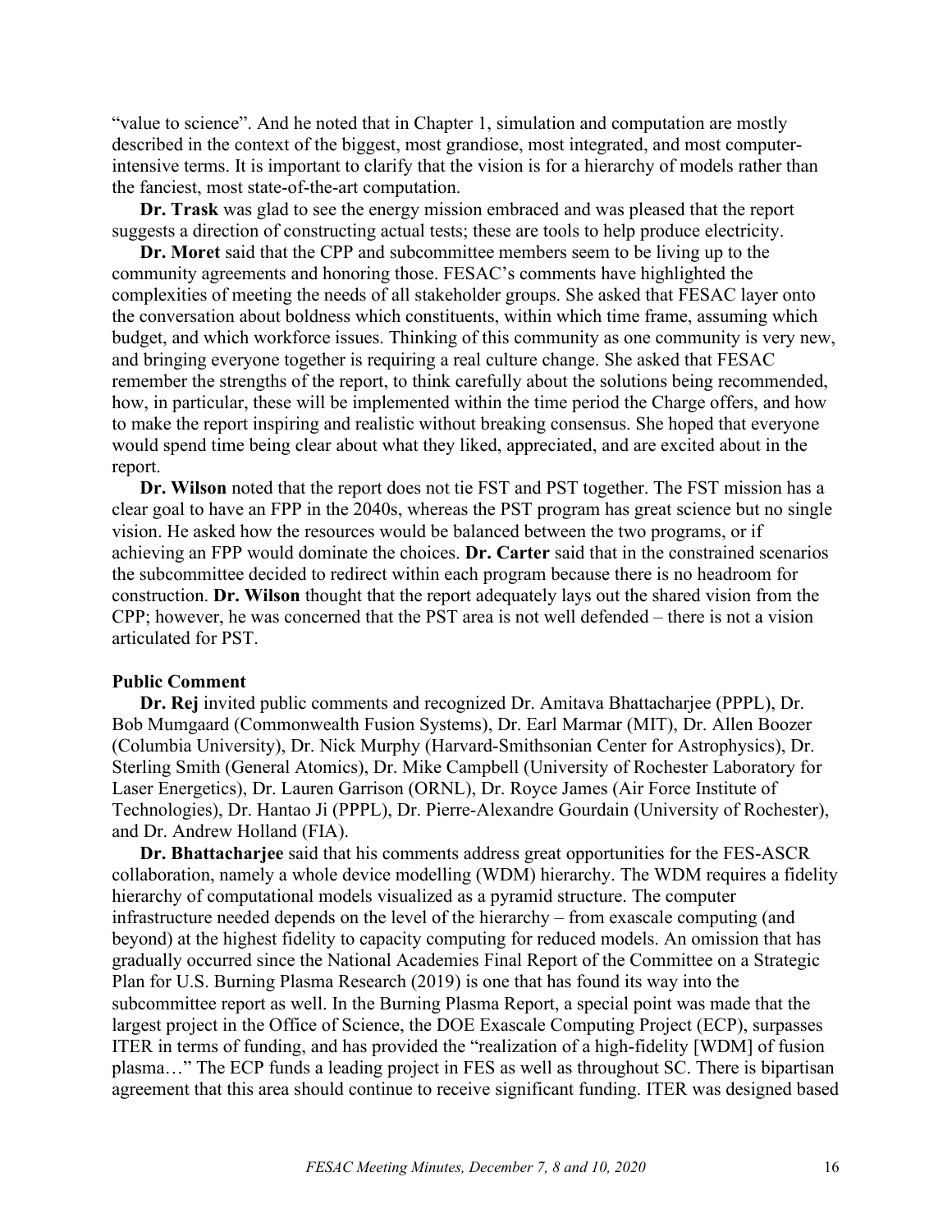"value to science". And he noted that in Chapter 1, simulation and computation are mostly described in the context of the biggest, most grandiose, most integrated, and most computer-intensive terms. It is important to clarify that the vision is for a hierarchy of models rather than the fanciest, most state-of-the-art computation.

**Dr. Trask** was glad to see the energy mission embraced and was pleased that the report suggests a direction of constructing actual tests; these are tools to help produce electricity.

**Dr. Moret** said that the CPP and subcommittee members seem to be living up to the community agreements and honoring those. FESAC's comments have highlighted the complexities of meeting the needs of all stakeholder groups. She asked that FESAC layer onto the conversation about boldness which constituents, within which time frame, assuming which budget, and which workforce issues. Thinking of this community as one community is very new, and bringing everyone together is requiring a real culture change. She asked that FESAC remember the strengths of the report, to think carefully about the solutions being recommended, how, in particular, these will be implemented within the time period the Charge offers, and how to make the report inspiring and realistic without breaking consensus. She hoped that everyone would spend time being clear about what they liked, appreciated, and are excited about in the report.

**Dr. Wilson** noted that the report does not tie FST and PST together. The FST mission has a clear goal to have an FPP in the 2040s, whereas the PST program has great science but no single vision. He asked how the resources would be balanced between the two programs, or if achieving an FPP would dominate the choices. **Dr. Carter** said that in the constrained scenarios the subcommittee decided to redirect within each program because there is no headroom for construction. **Dr. Wilson** thought that the report adequately lays out the shared vision from the CPP; however, he was concerned that the PST area is not well defended – there is not a vision articulated for PST.

**Public Comment**

**Dr. Rej** invited public comments and recognized Dr. Amitava Bhattacharjee (PPPL), Dr. Bob Mumgaard (Commonwealth Fusion Systems), Dr. Earl Marmar (MIT), Dr. Allen Boozer (Columbia University), Dr. Nick Murphy (Harvard-Smithsonian Center for Astrophysics), Dr. Sterling Smith (General Atomics), Dr. Mike Campbell (University of Rochester Laboratory for Laser Energetics), Dr. Lauren Garrison (ORNL), Dr. Royce James (Air Force Institute of Technologies), Dr. Hantao Ji (PPPL), Dr. Pierre-Alexandre Gourdain (University of Rochester), and Dr. Andrew Holland (FIA).

**Dr. Bhattacharjee** said that his comments address great opportunities for the FES-ASCR collaboration, namely a whole device modelling (WDM) hierarchy. The WDM requires a fidelity hierarchy of computational models visualized as a pyramid structure. The computer infrastructure needed depends on the level of the hierarchy – from exascale computing (and beyond) at the highest fidelity to capacity computing for reduced models. An omission that has gradually occurred since the National Academies Final Report of the Committee on a Strategic Plan for U.S. Burning Plasma Research (2019) is one that has found its way into the subcommittee report as well. In the Burning Plasma Report, a special point was made that the largest project in the Office of Science, the DOE Exascale Computing Project (ECP), surpasses ITER in terms of funding, and has provided the "realization of a high-fidelity [WDM] of fusion plasma…" The ECP funds a leading project in FES as well as throughout SC. There is bipartisan agreement that this area should continue to receive significant funding. ITER was designed based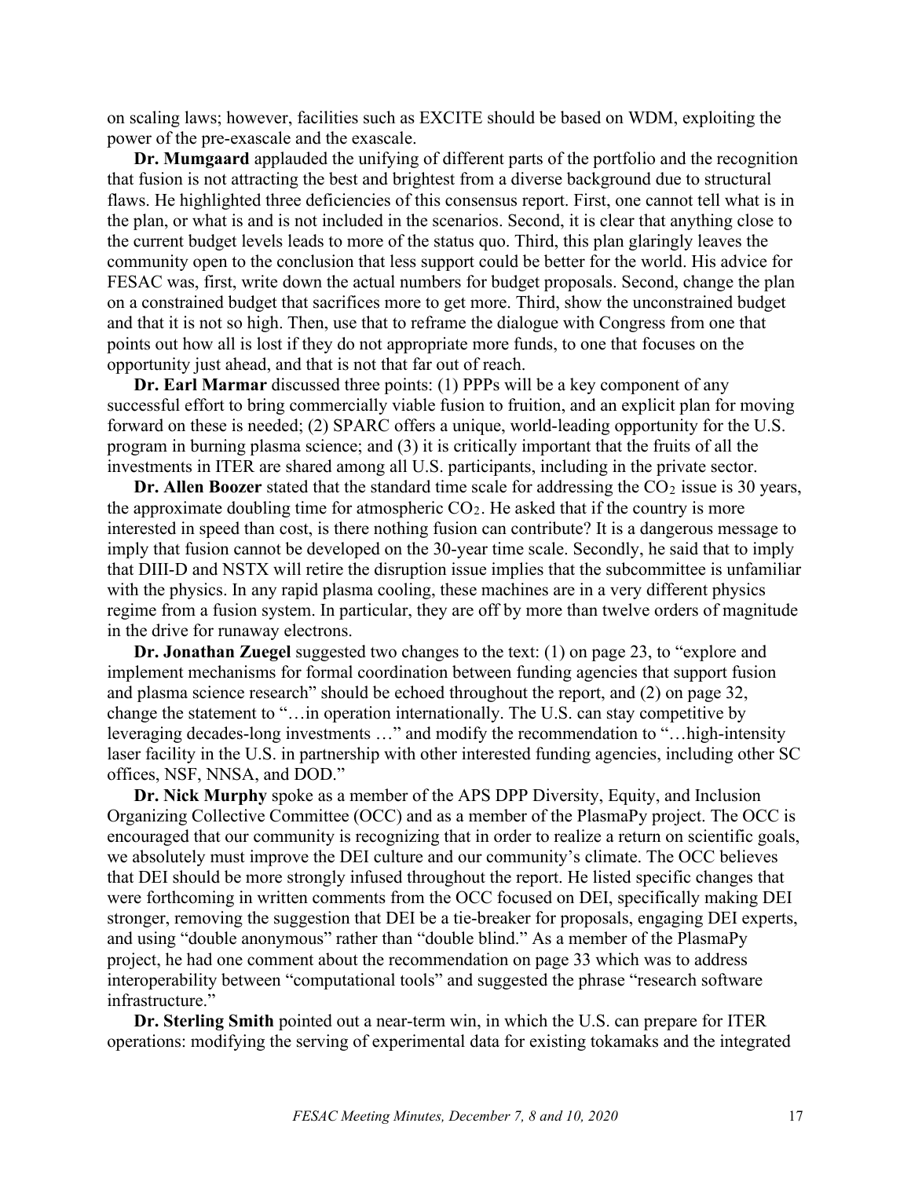on scaling laws; however, facilities such as EXCITE should be based on WDM, exploiting the power of the pre-exascale and the exascale.

**Dr. Mumgaard** applauded the unifying of different parts of the portfolio and the recognition that fusion is not attracting the best and brightest from a diverse background due to structural flaws. He highlighted three deficiencies of this consensus report. First, one cannot tell what is in the plan, or what is and is not included in the scenarios. Second, it is clear that anything close to the current budget levels leads to more of the status quo. Third, this plan glaringly leaves the community open to the conclusion that less support could be better for the world. His advice for FESAC was, first, write down the actual numbers for budget proposals. Second, change the plan on a constrained budget that sacrifices more to get more. Third, show the unconstrained budget and that it is not so high. Then, use that to reframe the dialogue with Congress from one that points out how all is lost if they do not appropriate more funds, to one that focuses on the opportunity just ahead, and that is not that far out of reach.

**Dr. Earl Marmar** discussed three points: (1) PPPs will be a key component of any successful effort to bring commercially viable fusion to fruition, and an explicit plan for moving forward on these is needed; (2) SPARC offers a unique, world-leading opportunity for the U.S. program in burning plasma science; and (3) it is critically important that the fruits of all the investments in ITER are shared among all U.S. participants, including in the private sector.

**Dr. Allen Boozer** stated that the standard time scale for addressing the $CO_2$ issue is 30 years, the approximate doubling time for atmospheric $CO_2$. He asked that if the country is more interested in speed than cost, is there nothing fusion can contribute? It is a dangerous message to imply that fusion cannot be developed on the 30-year time scale. Secondly, he said that to imply that DIII-D and NSTX will retire the disruption issue implies that the subcommittee is unfamiliar with the physics. In any rapid plasma cooling, these machines are in a very different physics regime from a fusion system. In particular, they are off by more than twelve orders of magnitude in the drive for runaway electrons.

**Dr. Jonathan Zuegel** suggested two changes to the text: (1) on page 23, to "explore and implement mechanisms for formal coordination between funding agencies that support fusion and plasma science research" should be echoed throughout the report, and (2) on page 32, change the statement to "…in operation internationally. The U.S. can stay competitive by leveraging decades-long investments …" and modify the recommendation to "…high-intensity laser facility in the U.S. in partnership with other interested funding agencies, including other SC offices, NSF, NNSA, and DOD."

**Dr. Nick Murphy** spoke as a member of the APS DPP Diversity, Equity, and Inclusion Organizing Collective Committee (OCC) and as a member of the PlasmaPy project. The OCC is encouraged that our community is recognizing that in order to realize a return on scientific goals, we absolutely must improve the DEI culture and our community's climate. The OCC believes that DEI should be more strongly infused throughout the report. He listed specific changes that were forthcoming in written comments from the OCC focused on DEI, specifically making DEI stronger, removing the suggestion that DEI be a tie-breaker for proposals, engaging DEI experts, and using "double anonymous" rather than "double blind." As a member of the PlasmaPy project, he had one comment about the recommendation on page 33 which was to address interoperability between "computational tools" and suggested the phrase "research software infrastructure."

**Dr. Sterling Smith** pointed out a near-term win, in which the U.S. can prepare for ITER operations: modifying the serving of experimental data for existing tokamaks and the integrated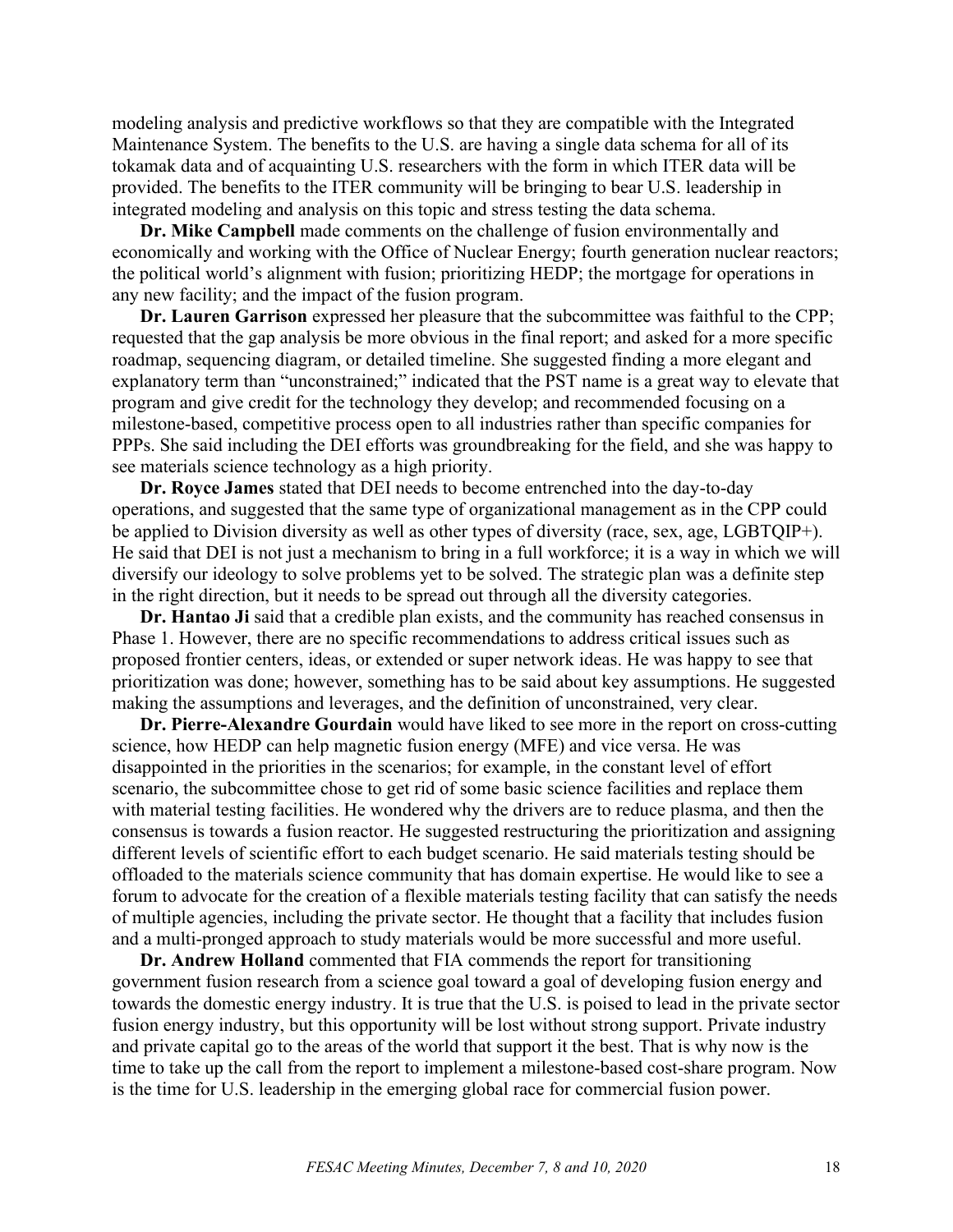modeling analysis and predictive workflows so that they are compatible with the Integrated Maintenance System. The benefits to the U.S. are having a single data schema for all of its tokamak data and of acquainting U.S. researchers with the form in which ITER data will be provided. The benefits to the ITER community will be bringing to bear U.S. leadership in integrated modeling and analysis on this topic and stress testing the data schema.

**Dr. Mike Campbell** made comments on the challenge of fusion environmentally and economically and working with the Office of Nuclear Energy; fourth generation nuclear reactors; the political world's alignment with fusion; prioritizing HEDP; the mortgage for operations in any new facility; and the impact of the fusion program.

**Dr. Lauren Garrison** expressed her pleasure that the subcommittee was faithful to the CPP; requested that the gap analysis be more obvious in the final report; and asked for a more specific roadmap, sequencing diagram, or detailed timeline. She suggested finding a more elegant and explanatory term than "unconstrained;" indicated that the PST name is a great way to elevate that program and give credit for the technology they develop; and recommended focusing on a milestone-based, competitive process open to all industries rather than specific companies for PPPs. She said including the DEI efforts was groundbreaking for the field, and she was happy to see materials science technology as a high priority.

**Dr. Royce James** stated that DEI needs to become entrenched into the day-to-day operations, and suggested that the same type of organizational management as in the CPP could be applied to Division diversity as well as other types of diversity (race, sex, age, LGBTQIP+). He said that DEI is not just a mechanism to bring in a full workforce; it is a way in which we will diversify our ideology to solve problems yet to be solved. The strategic plan was a definite step in the right direction, but it needs to be spread out through all the diversity categories.

**Dr. Hantao Ji** said that a credible plan exists, and the community has reached consensus in Phase 1. However, there are no specific recommendations to address critical issues such as proposed frontier centers, ideas, or extended or super network ideas. He was happy to see that prioritization was done; however, something has to be said about key assumptions. He suggested making the assumptions and leverages, and the definition of unconstrained, very clear.

**Dr. Pierre-Alexandre Gourdain** would have liked to see more in the report on cross-cutting science, how HEDP can help magnetic fusion energy (MFE) and vice versa. He was disappointed in the priorities in the scenarios; for example, in the constant level of effort scenario, the subcommittee chose to get rid of some basic science facilities and replace them with material testing facilities. He wondered why the drivers are to reduce plasma, and then the consensus is towards a fusion reactor. He suggested restructuring the prioritization and assigning different levels of scientific effort to each budget scenario. He said materials testing should be offloaded to the materials science community that has domain expertise. He would like to see a forum to advocate for the creation of a flexible materials testing facility that can satisfy the needs of multiple agencies, including the private sector. He thought that a facility that includes fusion and a multi-pronged approach to study materials would be more successful and more useful.

**Dr. Andrew Holland** commented that FIA commends the report for transitioning government fusion research from a science goal toward a goal of developing fusion energy and towards the domestic energy industry. It is true that the U.S. is poised to lead in the private sector fusion energy industry, but this opportunity will be lost without strong support. Private industry and private capital go to the areas of the world that support it the best. That is why now is the time to take up the call from the report to implement a milestone-based cost-share program. Now is the time for U.S. leadership in the emerging global race for commercial fusion power.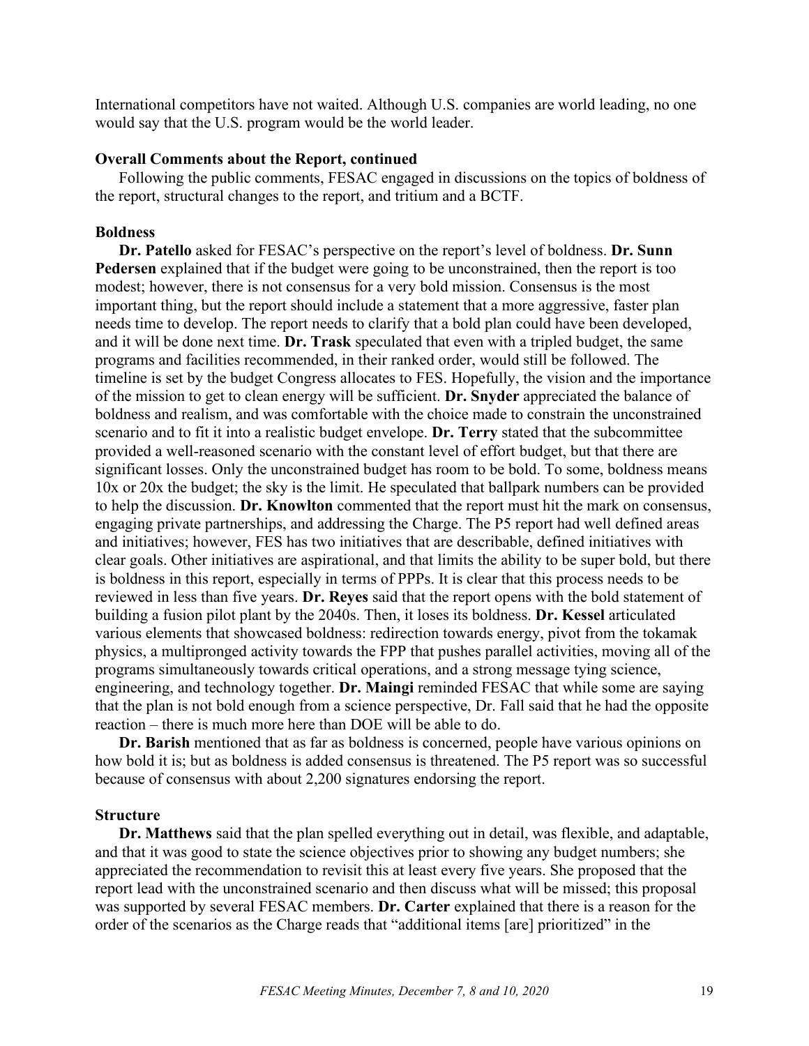International competitors have not waited. Although U.S. companies are world leading, no one would say that the U.S. program would be the world leader.

**Overall Comments about the Report, continued**

Following the public comments, FESAC engaged in discussions on the topics of boldness of the report, structural changes to the report, and tritium and a BCTF.

**Boldness**

**Dr. Patello** asked for FESAC's perspective on the report's level of boldness. **Dr. Sunn Pedersen** explained that if the budget were going to be unconstrained, then the report is too modest; however, there is not consensus for a very bold mission. Consensus is the most important thing, but the report should include a statement that a more aggressive, faster plan needs time to develop. The report needs to clarify that a bold plan could have been developed, and it will be done next time. **Dr. Trask** speculated that even with a tripled budget, the same programs and facilities recommended, in their ranked order, would still be followed. The timeline is set by the budget Congress allocates to FES. Hopefully, the vision and the importance of the mission to get to clean energy will be sufficient. **Dr. Snyder** appreciated the balance of boldness and realism, and was comfortable with the choice made to constrain the unconstrained scenario and to fit it into a realistic budget envelope. **Dr. Terry** stated that the subcommittee provided a well-reasoned scenario with the constant level of effort budget, but that there are significant losses. Only the unconstrained budget has room to be bold. To some, boldness means 10x or 20x the budget; the sky is the limit. He speculated that ballpark numbers can be provided to help the discussion. **Dr. Knowlton** commented that the report must hit the mark on consensus, engaging private partnerships, and addressing the Charge. The P5 report had well defined areas and initiatives; however, FES has two initiatives that are describable, defined initiatives with clear goals. Other initiatives are aspirational, and that limits the ability to be super bold, but there is boldness in this report, especially in terms of PPPs. It is clear that this process needs to be reviewed in less than five years. **Dr. Reyes** said that the report opens with the bold statement of building a fusion pilot plant by the 2040s. Then, it loses its boldness. **Dr. Kessel** articulated various elements that showcased boldness: redirection towards energy, pivot from the tokamak physics, a multipronged activity towards the FPP that pushes parallel activities, moving all of the programs simultaneously towards critical operations, and a strong message tying science, engineering, and technology together. **Dr. Maingi** reminded FESAC that while some are saying that the plan is not bold enough from a science perspective, Dr. Fall said that he had the opposite reaction – there is much more here than DOE will be able to do.

**Dr. Barish** mentioned that as far as boldness is concerned, people have various opinions on how bold it is; but as boldness is added consensus is threatened. The P5 report was so successful because of consensus with about 2,200 signatures endorsing the report.

**Structure**

**Dr. Matthews** said that the plan spelled everything out in detail, was flexible, and adaptable, and that it was good to state the science objectives prior to showing any budget numbers; she appreciated the recommendation to revisit this at least every five years. She proposed that the report lead with the unconstrained scenario and then discuss what will be missed; this proposal was supported by several FESAC members. **Dr. Carter** explained that there is a reason for the order of the scenarios as the Charge reads that "additional items [are] prioritized" in the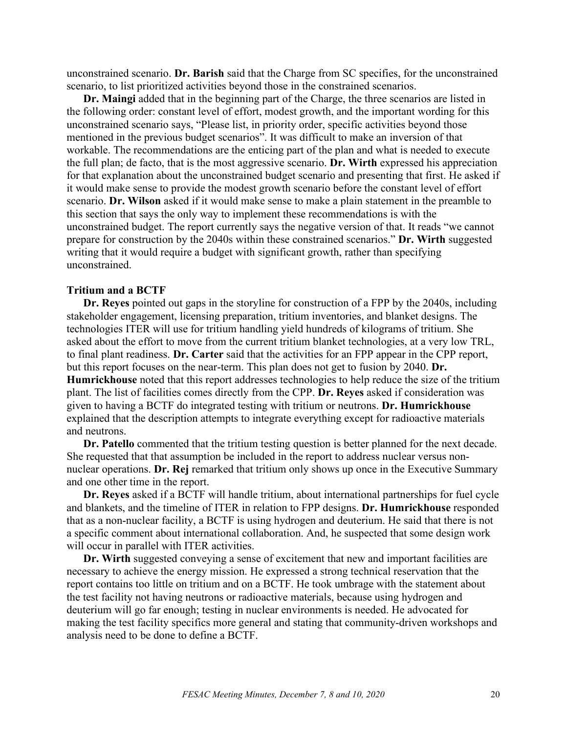unconstrained scenario. **Dr. Barish** said that the Charge from SC specifies, for the unconstrained scenario, to list prioritized activities beyond those in the constrained scenarios.

**Dr. Maingi** added that in the beginning part of the Charge, the three scenarios are listed in the following order: constant level of effort, modest growth, and the important wording for this unconstrained scenario says, "Please list, in priority order, specific activities beyond those mentioned in the previous budget scenarios". It was difficult to make an inversion of that workable. The recommendations are the enticing part of the plan and what is needed to execute the full plan; de facto, that is the most aggressive scenario. **Dr. Wirth** expressed his appreciation for that explanation about the unconstrained budget scenario and presenting that first. He asked if it would make sense to provide the modest growth scenario before the constant level of effort scenario. **Dr. Wilson** asked if it would make sense to make a plain statement in the preamble to this section that says the only way to implement these recommendations is with the unconstrained budget. The report currently says the negative version of that. It reads "we cannot prepare for construction by the 2040s within these constrained scenarios." **Dr. Wirth** suggested writing that it would require a budget with significant growth, rather than specifying unconstrained.

### Tritium and a BCTF

**Dr. Reyes** pointed out gaps in the storyline for construction of a FPP by the 2040s, including stakeholder engagement, licensing preparation, tritium inventories, and blanket designs. The technologies ITER will use for tritium handling yield hundreds of kilograms of tritium. She asked about the effort to move from the current tritium blanket technologies, at a very low TRL, to final plant readiness. **Dr. Carter** said that the activities for an FPP appear in the CPP report, but this report focuses on the near-term. This plan does not get to fusion by 2040. **Dr. Humrickhouse** noted that this report addresses technologies to help reduce the size of the tritium plant. The list of facilities comes directly from the CPP. **Dr. Reyes** asked if consideration was given to having a BCTF do integrated testing with tritium or neutrons. **Dr. Humrickhouse** explained that the description attempts to integrate everything except for radioactive materials and neutrons.

**Dr. Patello** commented that the tritium testing question is better planned for the next decade. She requested that that assumption be included in the report to address nuclear versus non-nuclear operations. **Dr. Rej** remarked that tritium only shows up once in the Executive Summary and one other time in the report.

**Dr. Reyes** asked if a BCTF will handle tritium, about international partnerships for fuel cycle and blankets, and the timeline of ITER in relation to FPP designs. **Dr. Humrickhouse** responded that as a non-nuclear facility, a BCTF is using hydrogen and deuterium. He said that there is not a specific comment about international collaboration. And, he suspected that some design work will occur in parallel with ITER activities.

**Dr. Wirth** suggested conveying a sense of excitement that new and important facilities are necessary to achieve the energy mission. He expressed a strong technical reservation that the report contains too little on tritium and on a BCTF. He took umbrage with the statement about the test facility not having neutrons or radioactive materials, because using hydrogen and deuterium will go far enough; testing in nuclear environments is needed. He advocated for making the test facility specifics more general and stating that community-driven workshops and analysis need to be done to define a BCTF.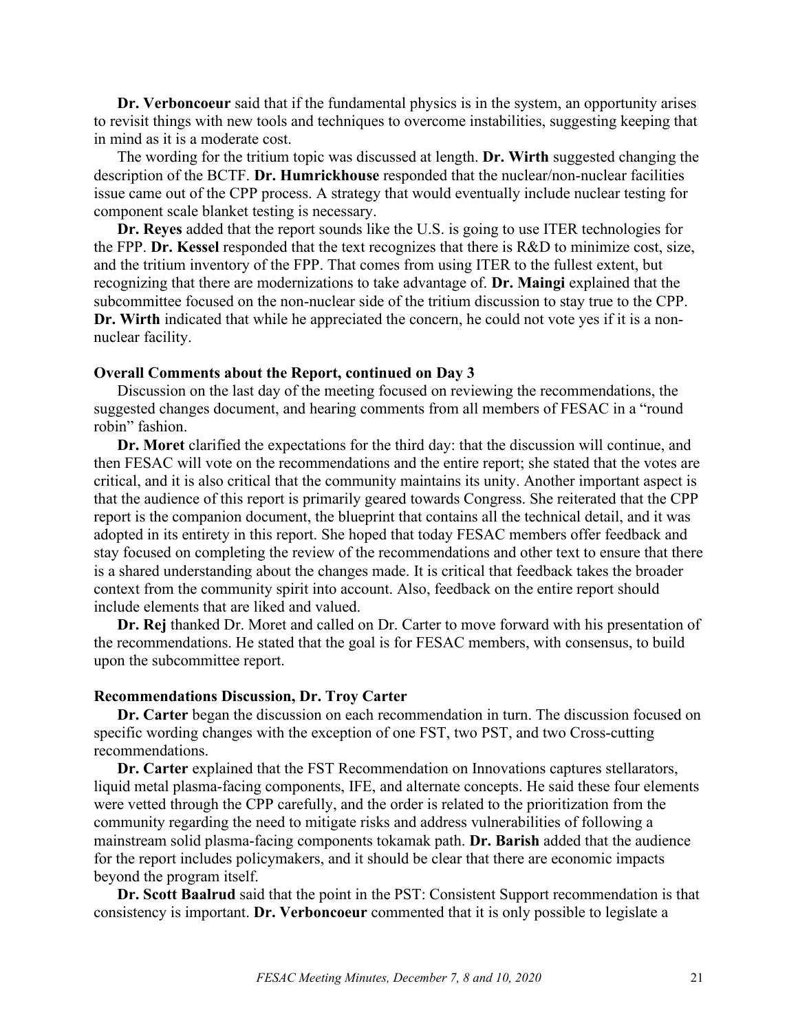**Dr. Verboncoeur** said that if the fundamental physics is in the system, an opportunity arises to revisit things with new tools and techniques to overcome instabilities, suggesting keeping that in mind as it is a moderate cost.

The wording for the tritium topic was discussed at length. **Dr. Wirth** suggested changing the description of the BCTF. **Dr. Humrickhouse** responded that the nuclear/non-nuclear facilities issue came out of the CPP process. A strategy that would eventually include nuclear testing for component scale blanket testing is necessary.

**Dr. Reyes** added that the report sounds like the U.S. is going to use ITER technologies for the FPP. **Dr. Kessel** responded that the text recognizes that there is R&D to minimize cost, size, and the tritium inventory of the FPP. That comes from using ITER to the fullest extent, but recognizing that there are modernizations to take advantage of. **Dr. Maingi** explained that the subcommittee focused on the non-nuclear side of the tritium discussion to stay true to the CPP. **Dr. Wirth** indicated that while he appreciated the concern, he could not vote yes if it is a non-nuclear facility.

**Overall Comments about the Report, continued on Day 3**

Discussion on the last day of the meeting focused on reviewing the recommendations, the suggested changes document, and hearing comments from all members of FESAC in a "round robin" fashion.

**Dr. Moret** clarified the expectations for the third day: that the discussion will continue, and then FESAC will vote on the recommendations and the entire report; she stated that the votes are critical, and it is also critical that the community maintains its unity. Another important aspect is that the audience of this report is primarily geared towards Congress. She reiterated that the CPP report is the companion document, the blueprint that contains all the technical detail, and it was adopted in its entirety in this report. She hoped that today FESAC members offer feedback and stay focused on completing the review of the recommendations and other text to ensure that there is a shared understanding about the changes made. It is critical that feedback takes the broader context from the community spirit into account. Also, feedback on the entire report should include elements that are liked and valued.

**Dr. Rej** thanked Dr. Moret and called on Dr. Carter to move forward with his presentation of the recommendations. He stated that the goal is for FESAC members, with consensus, to build upon the subcommittee report.

**Recommendations Discussion, Dr. Troy Carter**

**Dr. Carter** began the discussion on each recommendation in turn. The discussion focused on specific wording changes with the exception of one FST, two PST, and two Cross-cutting recommendations.

**Dr. Carter** explained that the FST Recommendation on Innovations captures stellarators, liquid metal plasma-facing components, IFE, and alternate concepts. He said these four elements were vetted through the CPP carefully, and the order is related to the prioritization from the community regarding the need to mitigate risks and address vulnerabilities of following a mainstream solid plasma-facing components tokamak path. **Dr. Barish** added that the audience for the report includes policymakers, and it should be clear that there are economic impacts beyond the program itself.

**Dr. Scott Baalrud** said that the point in the PST: Consistent Support recommendation is that consistency is important. **Dr. Verboncoeur** commented that it is only possible to legislate a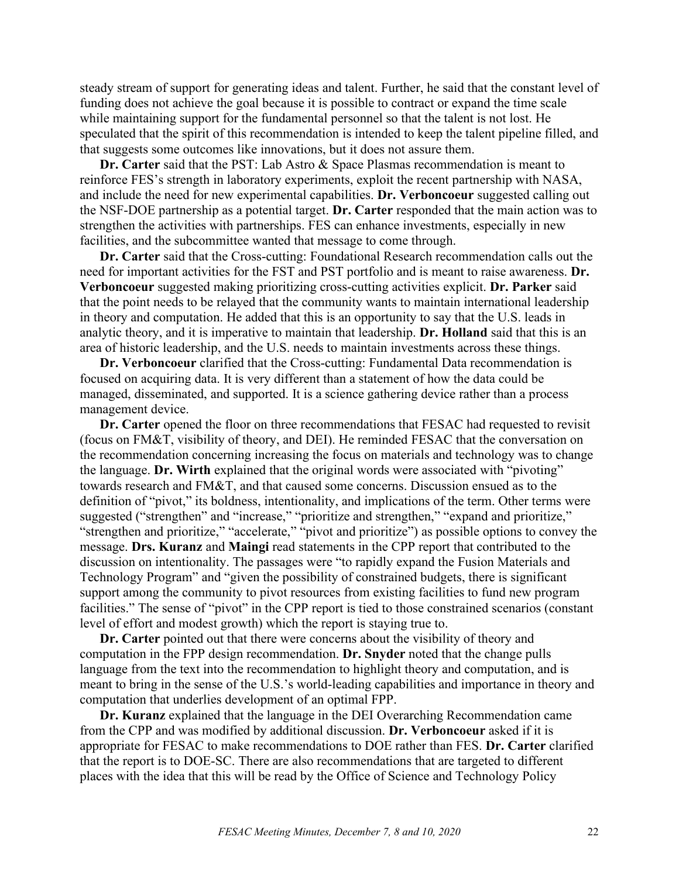steady stream of support for generating ideas and talent. Further, he said that the constant level of funding does not achieve the goal because it is possible to contract or expand the time scale while maintaining support for the fundamental personnel so that the talent is not lost. He speculated that the spirit of this recommendation is intended to keep the talent pipeline filled, and that suggests some outcomes like innovations, but it does not assure them.

**Dr. Carter** said that the PST: Lab Astro & Space Plasmas recommendation is meant to reinforce FES's strength in laboratory experiments, exploit the recent partnership with NASA, and include the need for new experimental capabilities. **Dr. Verboncoeur** suggested calling out the NSF-DOE partnership as a potential target. **Dr. Carter** responded that the main action was to strengthen the activities with partnerships. FES can enhance investments, especially in new facilities, and the subcommittee wanted that message to come through.

**Dr. Carter** said that the Cross-cutting: Foundational Research recommendation calls out the need for important activities for the FST and PST portfolio and is meant to raise awareness. **Dr. Verboncoeur** suggested making prioritizing cross-cutting activities explicit. **Dr. Parker** said that the point needs to be relayed that the community wants to maintain international leadership in theory and computation. He added that this is an opportunity to say that the U.S. leads in analytic theory, and it is imperative to maintain that leadership. **Dr. Holland** said that this is an area of historic leadership, and the U.S. needs to maintain investments across these things.

**Dr. Verboncoeur** clarified that the Cross-cutting: Fundamental Data recommendation is focused on acquiring data. It is very different than a statement of how the data could be managed, disseminated, and supported. It is a science gathering device rather than a process management device.

**Dr. Carter** opened the floor on three recommendations that FESAC had requested to revisit (focus on FM&T, visibility of theory, and DEI). He reminded FESAC that the conversation on the recommendation concerning increasing the focus on materials and technology was to change the language. **Dr. Wirth** explained that the original words were associated with "pivoting" towards research and FM&T, and that caused some concerns. Discussion ensued as to the definition of "pivot," its boldness, intentionality, and implications of the term. Other terms were suggested ("strengthen" and "increase," "prioritize and strengthen," "expand and prioritize," "strengthen and prioritize," "accelerate," "pivot and prioritize") as possible options to convey the message. **Drs. Kuranz** and **Maingi** read statements in the CPP report that contributed to the discussion on intentionality. The passages were "to rapidly expand the Fusion Materials and Technology Program" and "given the possibility of constrained budgets, there is significant support among the community to pivot resources from existing facilities to fund new program facilities." The sense of "pivot" in the CPP report is tied to those constrained scenarios (constant level of effort and modest growth) which the report is staying true to.

**Dr. Carter** pointed out that there were concerns about the visibility of theory and computation in the FPP design recommendation. **Dr. Snyder** noted that the change pulls language from the text into the recommendation to highlight theory and computation, and is meant to bring in the sense of the U.S.'s world-leading capabilities and importance in theory and computation that underlies development of an optimal FPP.

**Dr. Kuranz** explained that the language in the DEI Overarching Recommendation came from the CPP and was modified by additional discussion. **Dr. Verboncoeur** asked if it is appropriate for FESAC to make recommendations to DOE rather than FES. **Dr. Carter** clarified that the report is to DOE-SC. There are also recommendations that are targeted to different places with the idea that this will be read by the Office of Science and Technology Policy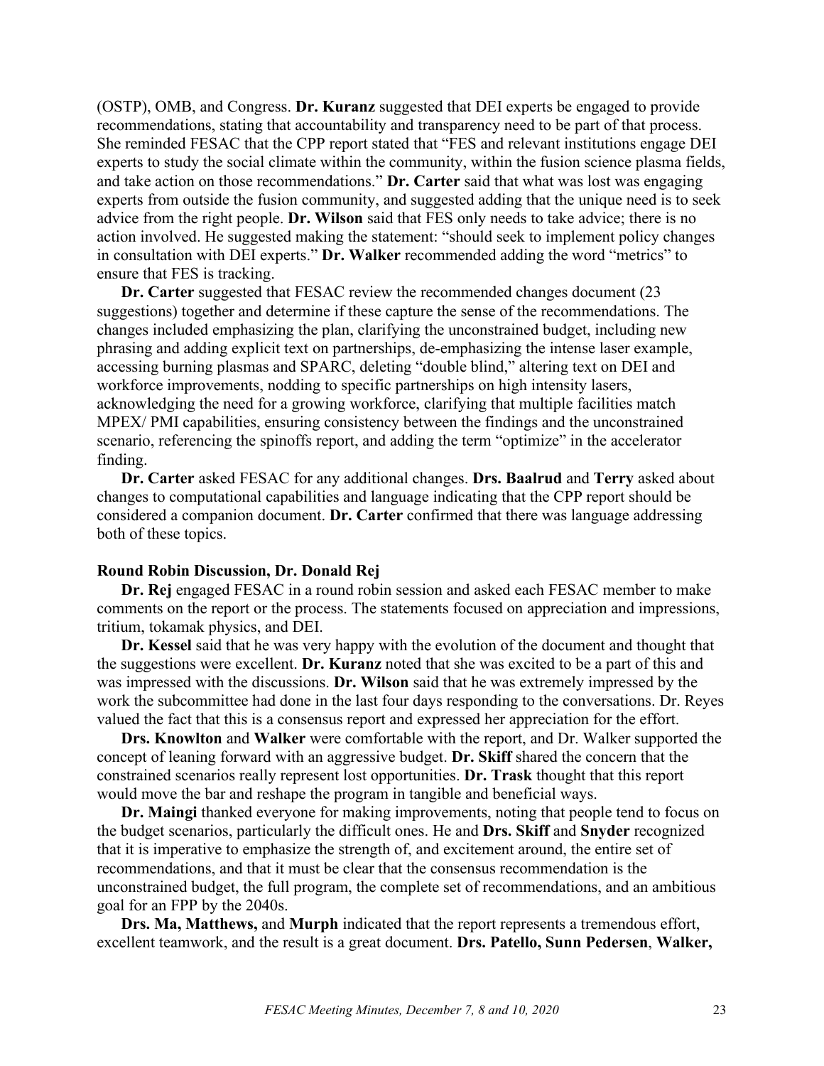(OSTP), OMB, and Congress. **Dr. Kuranz** suggested that DEI experts be engaged to provide recommendations, stating that accountability and transparency need to be part of that process. She reminded FESAC that the CPP report stated that "FES and relevant institutions engage DEI experts to study the social climate within the community, within the fusion science plasma fields, and take action on those recommendations." **Dr. Carter** said that what was lost was engaging experts from outside the fusion community, and suggested adding that the unique need is to seek advice from the right people. **Dr. Wilson** said that FES only needs to take advice; there is no action involved. He suggested making the statement: "should seek to implement policy changes in consultation with DEI experts." **Dr. Walker** recommended adding the word "metrics" to ensure that FES is tracking.

**Dr. Carter** suggested that FESAC review the recommended changes document (23 suggestions) together and determine if these capture the sense of the recommendations. The changes included emphasizing the plan, clarifying the unconstrained budget, including new phrasing and adding explicit text on partnerships, de-emphasizing the intense laser example, accessing burning plasmas and SPARC, deleting "double blind," altering text on DEI and workforce improvements, nodding to specific partnerships on high intensity lasers, acknowledging the need for a growing workforce, clarifying that multiple facilities match MPEX/ PMI capabilities, ensuring consistency between the findings and the unconstrained scenario, referencing the spinoffs report, and adding the term "optimize" in the accelerator finding.

**Dr. Carter** asked FESAC for any additional changes. **Drs. Baalrud** and **Terry** asked about changes to computational capabilities and language indicating that the CPP report should be considered a companion document. **Dr. Carter** confirmed that there was language addressing both of these topics.

**Round Robin Discussion, Dr. Donald Rej**

**Dr. Rej** engaged FESAC in a round robin session and asked each FESAC member to make comments on the report or the process. The statements focused on appreciation and impressions, tritium, tokamak physics, and DEI.

**Dr. Kessel** said that he was very happy with the evolution of the document and thought that the suggestions were excellent. **Dr. Kuranz** noted that she was excited to be a part of this and was impressed with the discussions. **Dr. Wilson** said that he was extremely impressed by the work the subcommittee had done in the last four days responding to the conversations. Dr. Reyes valued the fact that this is a consensus report and expressed her appreciation for the effort.

**Drs. Knowlton** and **Walker** were comfortable with the report, and Dr. Walker supported the concept of leaning forward with an aggressive budget. **Dr. Skiff** shared the concern that the constrained scenarios really represent lost opportunities. **Dr. Trask** thought that this report would move the bar and reshape the program in tangible and beneficial ways.

**Dr. Maingi** thanked everyone for making improvements, noting that people tend to focus on the budget scenarios, particularly the difficult ones. He and **Drs. Skiff** and **Snyder** recognized that it is imperative to emphasize the strength of, and excitement around, the entire set of recommendations, and that it must be clear that the consensus recommendation is the unconstrained budget, the full program, the complete set of recommendations, and an ambitious goal for an FPP by the 2040s.

**Drs. Ma, Matthews,** and **Murph** indicated that the report represents a tremendous effort, excellent teamwork, and the result is a great document. **Drs. Patello, Sunn Pedersen**, **Walker,**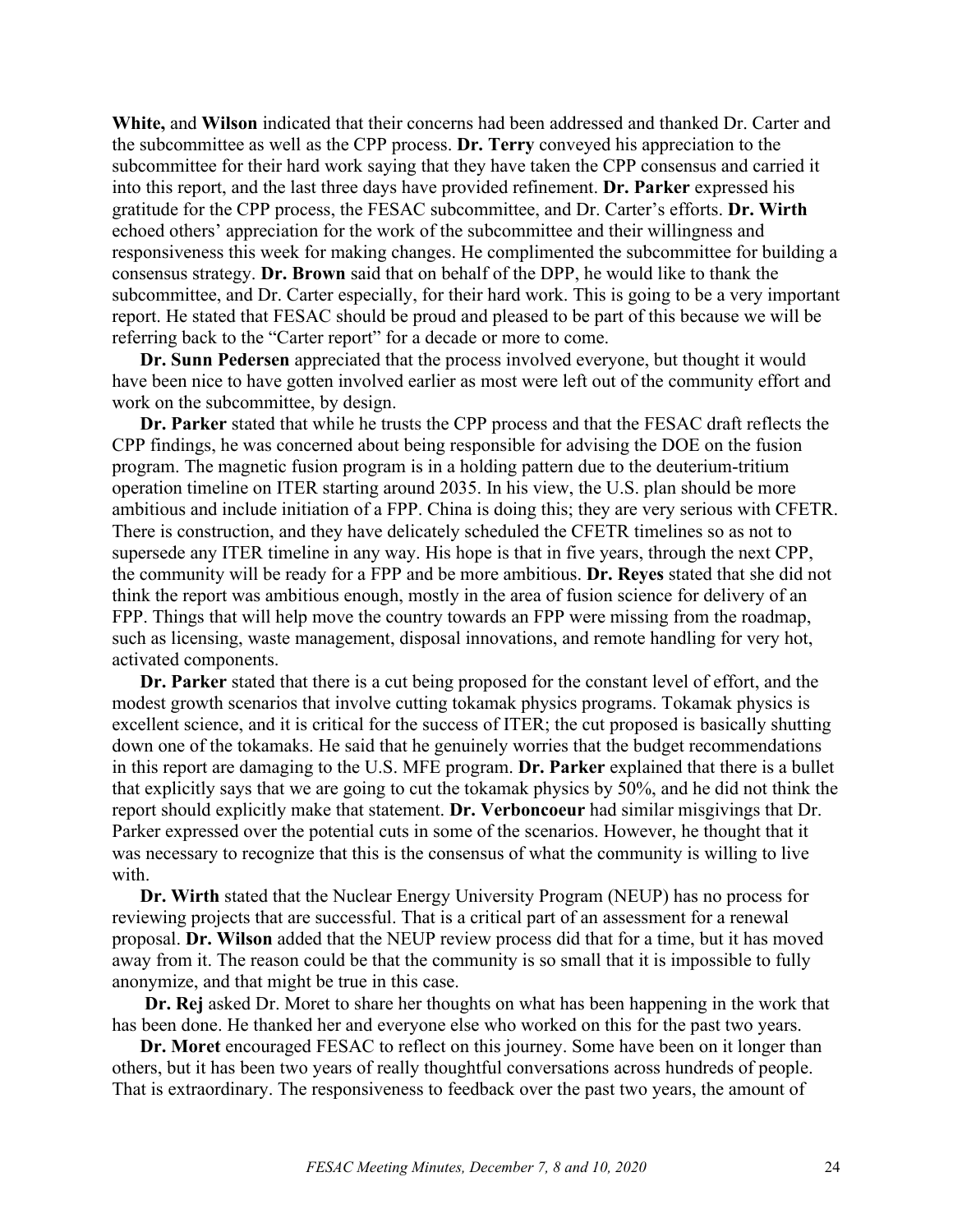**White,** and **Wilson** indicated that their concerns had been addressed and thanked Dr. Carter and the subcommittee as well as the CPP process. **Dr. Terry** conveyed his appreciation to the subcommittee for their hard work saying that they have taken the CPP consensus and carried it into this report, and the last three days have provided refinement. **Dr. Parker** expressed his gratitude for the CPP process, the FESAC subcommittee, and Dr. Carter's efforts. **Dr. Wirth** echoed others' appreciation for the work of the subcommittee and their willingness and responsiveness this week for making changes. He complimented the subcommittee for building a consensus strategy. **Dr. Brown** said that on behalf of the DPP, he would like to thank the subcommittee, and Dr. Carter especially, for their hard work. This is going to be a very important report. He stated that FESAC should be proud and pleased to be part of this because we will be referring back to the "Carter report" for a decade or more to come.

**Dr. Sunn Pedersen** appreciated that the process involved everyone, but thought it would have been nice to have gotten involved earlier as most were left out of the community effort and work on the subcommittee, by design.

**Dr. Parker** stated that while he trusts the CPP process and that the FESAC draft reflects the CPP findings, he was concerned about being responsible for advising the DOE on the fusion program. The magnetic fusion program is in a holding pattern due to the deuterium-tritium operation timeline on ITER starting around 2035. In his view, the U.S. plan should be more ambitious and include initiation of a FPP. China is doing this; they are very serious with CFETR. There is construction, and they have delicately scheduled the CFETR timelines so as not to supersede any ITER timeline in any way. His hope is that in five years, through the next CPP, the community will be ready for a FPP and be more ambitious. **Dr. Reyes** stated that she did not think the report was ambitious enough, mostly in the area of fusion science for delivery of an FPP. Things that will help move the country towards an FPP were missing from the roadmap, such as licensing, waste management, disposal innovations, and remote handling for very hot, activated components.

**Dr. Parker** stated that there is a cut being proposed for the constant level of effort, and the modest growth scenarios that involve cutting tokamak physics programs. Tokamak physics is excellent science, and it is critical for the success of ITER; the cut proposed is basically shutting down one of the tokamaks. He said that he genuinely worries that the budget recommendations in this report are damaging to the U.S. MFE program. **Dr. Parker** explained that there is a bullet that explicitly says that we are going to cut the tokamak physics by 50%, and he did not think the report should explicitly make that statement. **Dr. Verboncoeur** had similar misgivings that Dr. Parker expressed over the potential cuts in some of the scenarios. However, he thought that it was necessary to recognize that this is the consensus of what the community is willing to live with.

**Dr. Wirth** stated that the Nuclear Energy University Program (NEUP) has no process for reviewing projects that are successful. That is a critical part of an assessment for a renewal proposal. **Dr. Wilson** added that the NEUP review process did that for a time, but it has moved away from it. The reason could be that the community is so small that it is impossible to fully anonymize, and that might be true in this case.

**Dr. Rej** asked Dr. Moret to share her thoughts on what has been happening in the work that has been done. He thanked her and everyone else who worked on this for the past two years.

**Dr. Moret** encouraged FESAC to reflect on this journey. Some have been on it longer than others, but it has been two years of really thoughtful conversations across hundreds of people. That is extraordinary. The responsiveness to feedback over the past two years, the amount of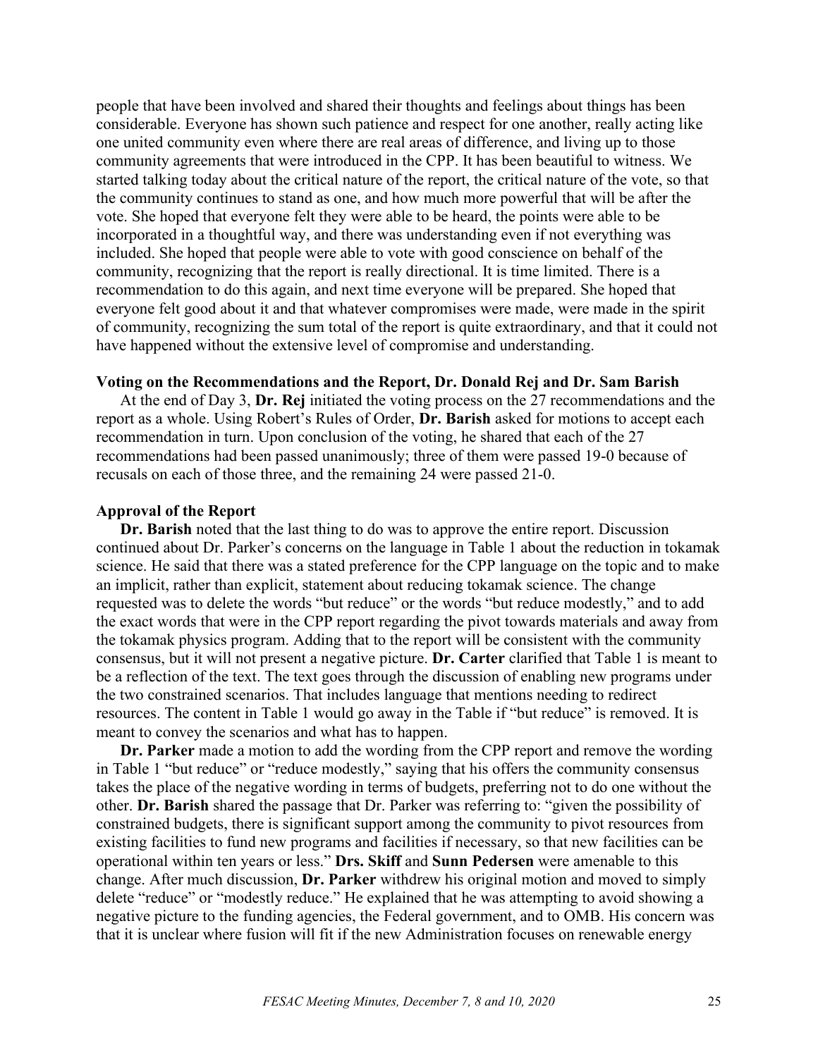people that have been involved and shared their thoughts and feelings about things has been considerable. Everyone has shown such patience and respect for one another, really acting like one united community even where there are real areas of difference, and living up to those community agreements that were introduced in the CPP. It has been beautiful to witness. We started talking today about the critical nature of the report, the critical nature of the vote, so that the community continues to stand as one, and how much more powerful that will be after the vote. She hoped that everyone felt they were able to be heard, the points were able to be incorporated in a thoughtful way, and there was understanding even if not everything was included. She hoped that people were able to vote with good conscience on behalf of the community, recognizing that the report is really directional. It is time limited. There is a recommendation to do this again, and next time everyone will be prepared. She hoped that everyone felt good about it and that whatever compromises were made, were made in the spirit of community, recognizing the sum total of the report is quite extraordinary, and that it could not have happened without the extensive level of compromise and understanding.

**Voting on the Recommendations and the Report, Dr. Donald Rej and Dr. Sam Barish**

At the end of Day 3, **Dr. Rej** initiated the voting process on the 27 recommendations and the report as a whole. Using Robert's Rules of Order, **Dr. Barish** asked for motions to accept each recommendation in turn. Upon conclusion of the voting, he shared that each of the 27 recommendations had been passed unanimously; three of them were passed 19-0 because of recusals on each of those three, and the remaining 24 were passed 21-0.

**Approval of the Report**

**Dr. Barish** noted that the last thing to do was to approve the entire report. Discussion continued about Dr. Parker's concerns on the language in Table 1 about the reduction in tokamak science. He said that there was a stated preference for the CPP language on the topic and to make an implicit, rather than explicit, statement about reducing tokamak science. The change requested was to delete the words "but reduce" or the words "but reduce modestly," and to add the exact words that were in the CPP report regarding the pivot towards materials and away from the tokamak physics program. Adding that to the report will be consistent with the community consensus, but it will not present a negative picture. **Dr. Carter** clarified that Table 1 is meant to be a reflection of the text. The text goes through the discussion of enabling new programs under the two constrained scenarios. That includes language that mentions needing to redirect resources. The content in Table 1 would go away in the Table if "but reduce" is removed. It is meant to convey the scenarios and what has to happen.

**Dr. Parker** made a motion to add the wording from the CPP report and remove the wording in Table 1 "but reduce" or "reduce modestly," saying that his offers the community consensus takes the place of the negative wording in terms of budgets, preferring not to do one without the other. **Dr. Barish** shared the passage that Dr. Parker was referring to: "given the possibility of constrained budgets, there is significant support among the community to pivot resources from existing facilities to fund new programs and facilities if necessary, so that new facilities can be operational within ten years or less." **Drs. Skiff** and **Sunn Pedersen** were amenable to this change. After much discussion, **Dr. Parker** withdrew his original motion and moved to simply delete "reduce" or "modestly reduce." He explained that he was attempting to avoid showing a negative picture to the funding agencies, the Federal government, and to OMB. His concern was that it is unclear where fusion will fit if the new Administration focuses on renewable energy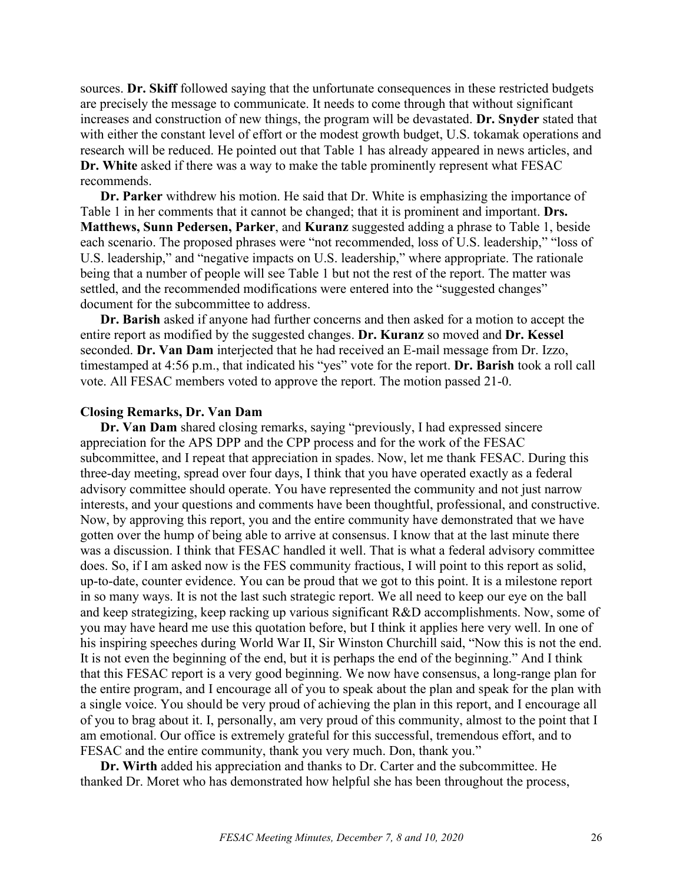sources. **Dr. Skiff** followed saying that the unfortunate consequences in these restricted budgets are precisely the message to communicate. It needs to come through that without significant increases and construction of new things, the program will be devastated. **Dr. Snyder** stated that with either the constant level of effort or the modest growth budget, U.S. tokamak operations and research will be reduced. He pointed out that Table 1 has already appeared in news articles, and **Dr. White** asked if there was a way to make the table prominently represent what FESAC recommends.

**Dr. Parker** withdrew his motion. He said that Dr. White is emphasizing the importance of Table 1 in her comments that it cannot be changed; that it is prominent and important. **Drs. Matthews, Sunn Pedersen, Parker**, and **Kuranz** suggested adding a phrase to Table 1, beside each scenario. The proposed phrases were "not recommended, loss of U.S. leadership," "loss of U.S. leadership," and "negative impacts on U.S. leadership," where appropriate. The rationale being that a number of people will see Table 1 but not the rest of the report. The matter was settled, and the recommended modifications were entered into the "suggested changes" document for the subcommittee to address.

**Dr. Barish** asked if anyone had further concerns and then asked for a motion to accept the entire report as modified by the suggested changes. **Dr. Kuranz** so moved and **Dr. Kessel** seconded. **Dr. Van Dam** interjected that he had received an E-mail message from Dr. Izzo, timestamped at 4:56 p.m., that indicated his "yes" vote for the report. **Dr. Barish** took a roll call vote. All FESAC members voted to approve the report. The motion passed 21-0.

**Closing Remarks, Dr. Van Dam**

**Dr. Van Dam** shared closing remarks, saying "previously, I had expressed sincere appreciation for the APS DPP and the CPP process and for the work of the FESAC subcommittee, and I repeat that appreciation in spades. Now, let me thank FESAC. During this three-day meeting, spread over four days, I think that you have operated exactly as a federal advisory committee should operate. You have represented the community and not just narrow interests, and your questions and comments have been thoughtful, professional, and constructive. Now, by approving this report, you and the entire community have demonstrated that we have gotten over the hump of being able to arrive at consensus. I know that at the last minute there was a discussion. I think that FESAC handled it well. That is what a federal advisory committee does. So, if I am asked now is the FES community fractious, I will point to this report as solid, up-to-date, counter evidence. You can be proud that we got to this point. It is a milestone report in so many ways. It is not the last such strategic report. We all need to keep our eye on the ball and keep strategizing, keep racking up various significant R&D accomplishments. Now, some of you may have heard me use this quotation before, but I think it applies here very well. In one of his inspiring speeches during World War II, Sir Winston Churchill said, "Now this is not the end. It is not even the beginning of the end, but it is perhaps the end of the beginning." And I think that this FESAC report is a very good beginning. We now have consensus, a long-range plan for the entire program, and I encourage all of you to speak about the plan and speak for the plan with a single voice. You should be very proud of achieving the plan in this report, and I encourage all of you to brag about it. I, personally, am very proud of this community, almost to the point that I am emotional. Our office is extremely grateful for this successful, tremendous effort, and to FESAC and the entire community, thank you very much. Don, thank you."

**Dr. Wirth** added his appreciation and thanks to Dr. Carter and the subcommittee. He thanked Dr. Moret who has demonstrated how helpful she has been throughout the process,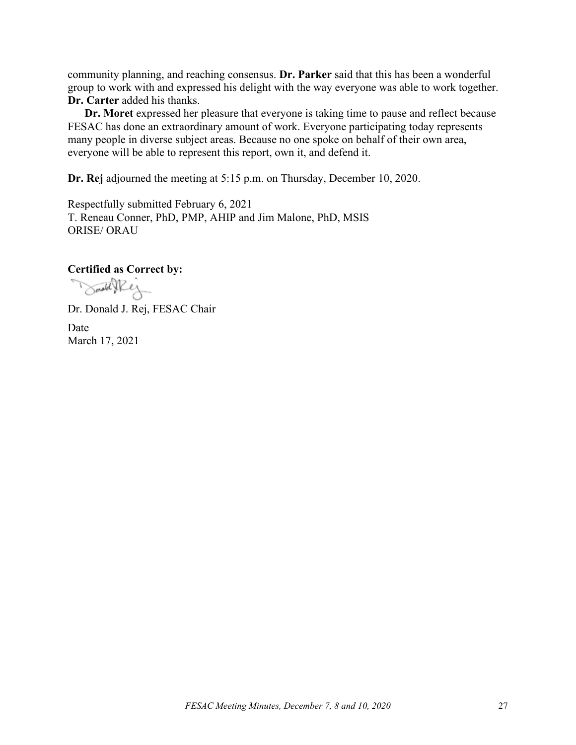community planning, and reaching consensus. **Dr. Parker** said that this has been a wonderful group to work with and expressed his delight with the way everyone was able to work together. **Dr. Carter** added his thanks.

**Dr. Moret** expressed her pleasure that everyone is taking time to pause and reflect because FESAC has done an extraordinary amount of work. Everyone participating today represents many people in diverse subject areas. Because no one spoke on behalf of their own area, everyone will be able to represent this report, own it, and defend it.

**Dr. Rej** adjourned the meeting at 5:15 p.m. on Thursday, December 10, 2020.

Respectfully submitted February 6, 2021
T. Reneau Conner, PhD, PMP, AHIP and Jim Malone, PhD, MSIS
ORISE/ ORAU

**Certified as Correct by:**

Dr. Donald J. Rej, FESAC Chair

Date
March 17, 2021